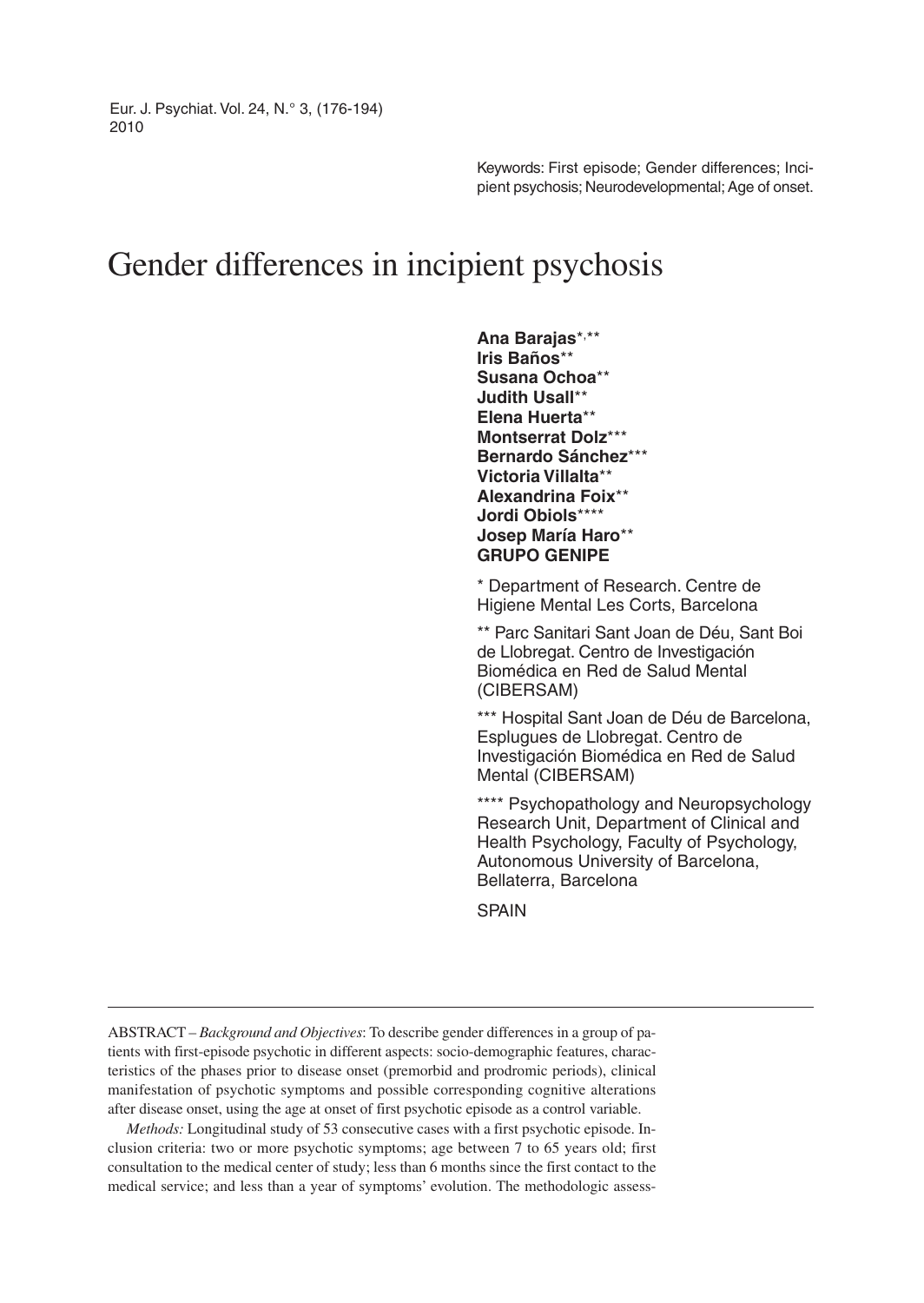Keywords: First episode; Gender differences; Incipient psychosis; Neurodevelopmental; Age of onset.

# Gender differences in incipient psychosis

**Ana Barajas**[*,**]
**Iris Baños**[**]
**Susana Ochoa**[**]
**Judith Usall**[**]
**Elena Huerta**[**]
**Montserrat Dolz**[***]
**Bernardo Sánchez**[***]
**Victoria Villalta**[**]
**Alexandrina Foix**[**]
**Jordi Obiols**[****]
**Josep María Haro**[**]
**GRUPO GENIPE**

* Department of Research. Centre de Higiene Mental Les Corts, Barcelona

** Parc Sanitari Sant Joan de Déu, Sant Boi de Llobregat. Centro de Investigación Biomédica en Red de Salud Mental (CIBERSAM)

*** Hospital Sant Joan de Déu de Barcelona, Esplugues de Llobregat. Centro de Investigación Biomédica en Red de Salud Mental (CIBERSAM)

**** Psychopathology and Neuropsychology Research Unit, Department of Clinical and Health Psychology, Faculty of Psychology, Autonomous University of Barcelona, Bellaterra, Barcelona

SPAIN

---

ABSTRACT – *Background and Objectives*: To describe gender differences in a group of patients with first-episode psychotic in different aspects: socio-demographic features, characteristics of the phases prior to disease onset (premorbid and prodromic periods), clinical manifestation of psychotic symptoms and possible corresponding cognitive alterations after disease onset, using the age at onset of first psychotic episode as a control variable.

*Methods:* Longitudinal study of 53 consecutive cases with a first psychotic episode. Inclusion criteria: two or more psychotic symptoms; age between 7 to 65 years old; first consultation to the medical center of study; less than 6 months since the first contact to the medical service; and less than a year of symptoms' evolution. The methodologic assess-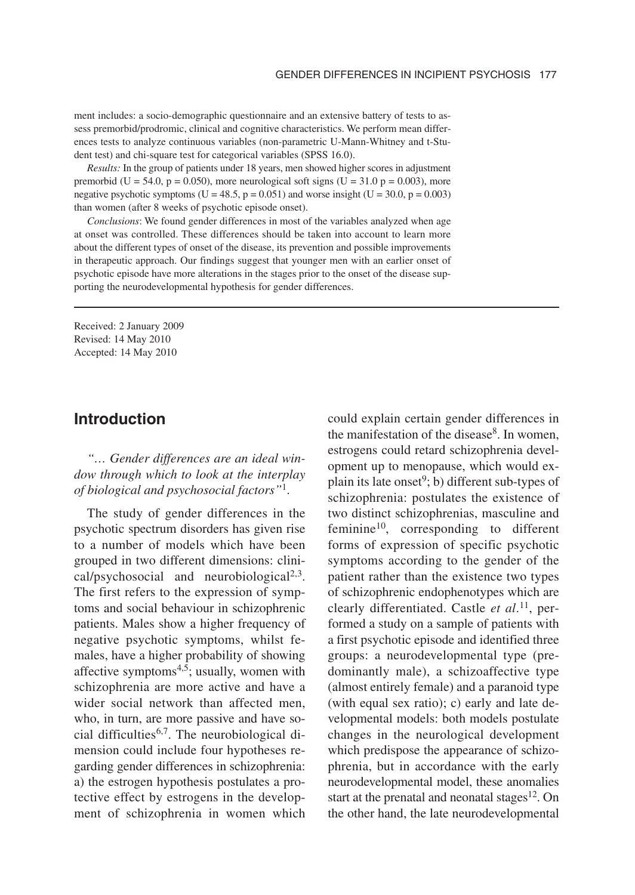ment includes: a socio-demographic questionnaire and an extensive battery of tests to assess premorbid/prodromic, clinical and cognitive characteristics. We perform mean differences tests to analyze continuous variables (non-parametric U-Mann-Whitney and t-Student test) and chi-square test for categorical variables (SPSS 16.0).

*Results:* In the group of patients under 18 years, men showed higher scores in adjustment premorbid ($U = 54.0$, $p = 0.050$), more neurological soft signs ($U = 31.0$ $p = 0.003$), more negative psychotic symptoms ($U = 48.5$, $p = 0.051$) and worse insight ($U = 30.0$, $p = 0.003$) than women (after 8 weeks of psychotic episode onset).

*Conclusions*: We found gender differences in most of the variables analyzed when age at onset was controlled. These differences should be taken into account to learn more about the different types of onset of the disease, its prevention and possible improvements in therapeutic approach. Our findings suggest that younger men with an earlier onset of psychotic episode have more alterations in the stages prior to the onset of the disease supporting the neurodevelopmental hypothesis for gender differences.

Received: 2 January 2009
Revised: 14 May 2010
Accepted: 14 May 2010

## Introduction

*"… Gender differences are an ideal window through which to look at the interplay of biological and psychosocial factors"*[1].

The study of gender differences in the psychotic spectrum disorders has given rise to a number of models which have been grouped in two different dimensions: clinical/psychosocial and neurobiological[2,3]. The first refers to the expression of symptoms and social behaviour in schizophrenic patients. Males show a higher frequency of negative psychotic symptoms, whilst females, have a higher probability of showing affective symptoms[4,5]; usually, women with schizophrenia are more active and have a wider social network than affected men, who, in turn, are more passive and have social difficulties[6,7]. The neurobiological dimension could include four hypotheses regarding gender differences in schizophrenia: a) the estrogen hypothesis postulates a protective effect by estrogens in the development of schizophrenia in women which could explain certain gender differences in the manifestation of the disease[8]. In women, estrogens could retard schizophrenia development up to menopause, which would explain its late onset[9]; b) different sub-types of schizophrenia: postulates the existence of two distinct schizophrenias, masculine and feminine[10], corresponding to different forms of expression of specific psychotic symptoms according to the gender of the patient rather than the existence two types of schizophrenic endophenotypes which are clearly differentiated. Castle *et al*.[11], performed a study on a sample of patients with a first psychotic episode and identified three groups: a neurodevelopmental type (predominantly male), a schizoaffective type (almost entirely female) and a paranoid type (with equal sex ratio); c) early and late developmental models: both models postulate changes in the neurological development which predispose the appearance of schizophrenia, but in accordance with the early neurodevelopmental model, these anomalies start at the prenatal and neonatal stages[12]. On the other hand, the late neurodevelopmental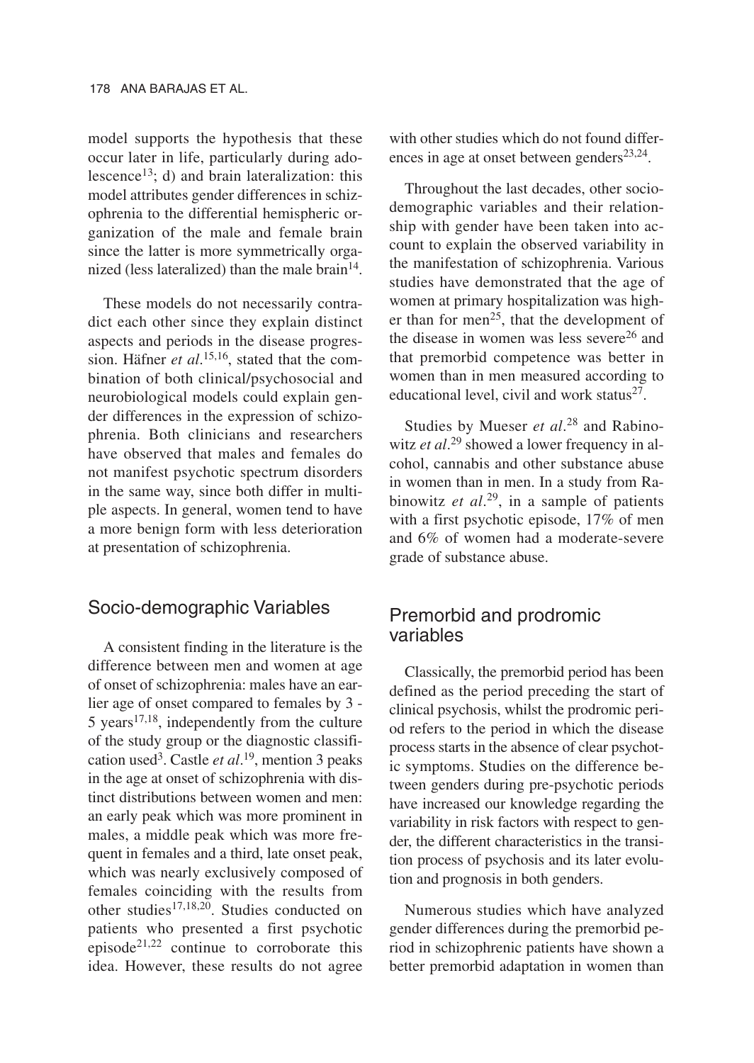model supports the hypothesis that these occur later in life, particularly during adolescence[13]; d) and brain lateralization: this model attributes gender differences in schizophrenia to the differential hemispheric organization of the male and female brain since the latter is more symmetrically organized (less lateralized) than the male brain[14].

These models do not necessarily contradict each other since they explain distinct aspects and periods in the disease progression. Häfner *et al*.[15,16], stated that the combination of both clinical/psychosocial and neurobiological models could explain gender differences in the expression of schizophrenia. Both clinicians and researchers have observed that males and females do not manifest psychotic spectrum disorders in the same way, since both differ in multiple aspects. In general, women tend to have a more benign form with less deterioration at presentation of schizophrenia.

## Socio-demographic Variables

A consistent finding in the literature is the difference between men and women at age of onset of schizophrenia: males have an earlier age of onset compared to females by 3 - 5 years[17,18], independently from the culture of the study group or the diagnostic classification used[3]. Castle *et al*.[19], mention 3 peaks in the age at onset of schizophrenia with distinct distributions between women and men: an early peak which was more prominent in males, a middle peak which was more frequent in females and a third, late onset peak, which was nearly exclusively composed of females coinciding with the results from other studies[17,18,20]. Studies conducted on patients who presented a first psychotic episode[21,22] continue to corroborate this idea. However, these results do not agree with other studies which do not found differences in age at onset between genders[23,24].

Throughout the last decades, other socio-demographic variables and their relationship with gender have been taken into account to explain the observed variability in the manifestation of schizophrenia. Various studies have demonstrated that the age of women at primary hospitalization was higher than for men[25], that the development of the disease in women was less severe[26] and that premorbid competence was better in women than in men measured according to educational level, civil and work status[27].

Studies by Mueser *et al*.[28] and Rabinowitz *et al*.[29] showed a lower frequency in alcohol, cannabis and other substance abuse in women than in men. In a study from Rabinowitz *et al*.[29], in a sample of patients with a first psychotic episode, 17% of men and 6% of women had a moderate-severe grade of substance abuse.

## Premorbid and prodromic variables

Classically, the premorbid period has been defined as the period preceding the start of clinical psychosis, whilst the prodromic period refers to the period in which the disease process starts in the absence of clear psychotic symptoms. Studies on the difference between genders during pre-psychotic periods have increased our knowledge regarding the variability in risk factors with respect to gender, the different characteristics in the transition process of psychosis and its later evolution and prognosis in both genders.

Numerous studies which have analyzed gender differences during the premorbid period in schizophrenic patients have shown a better premorbid adaptation in women than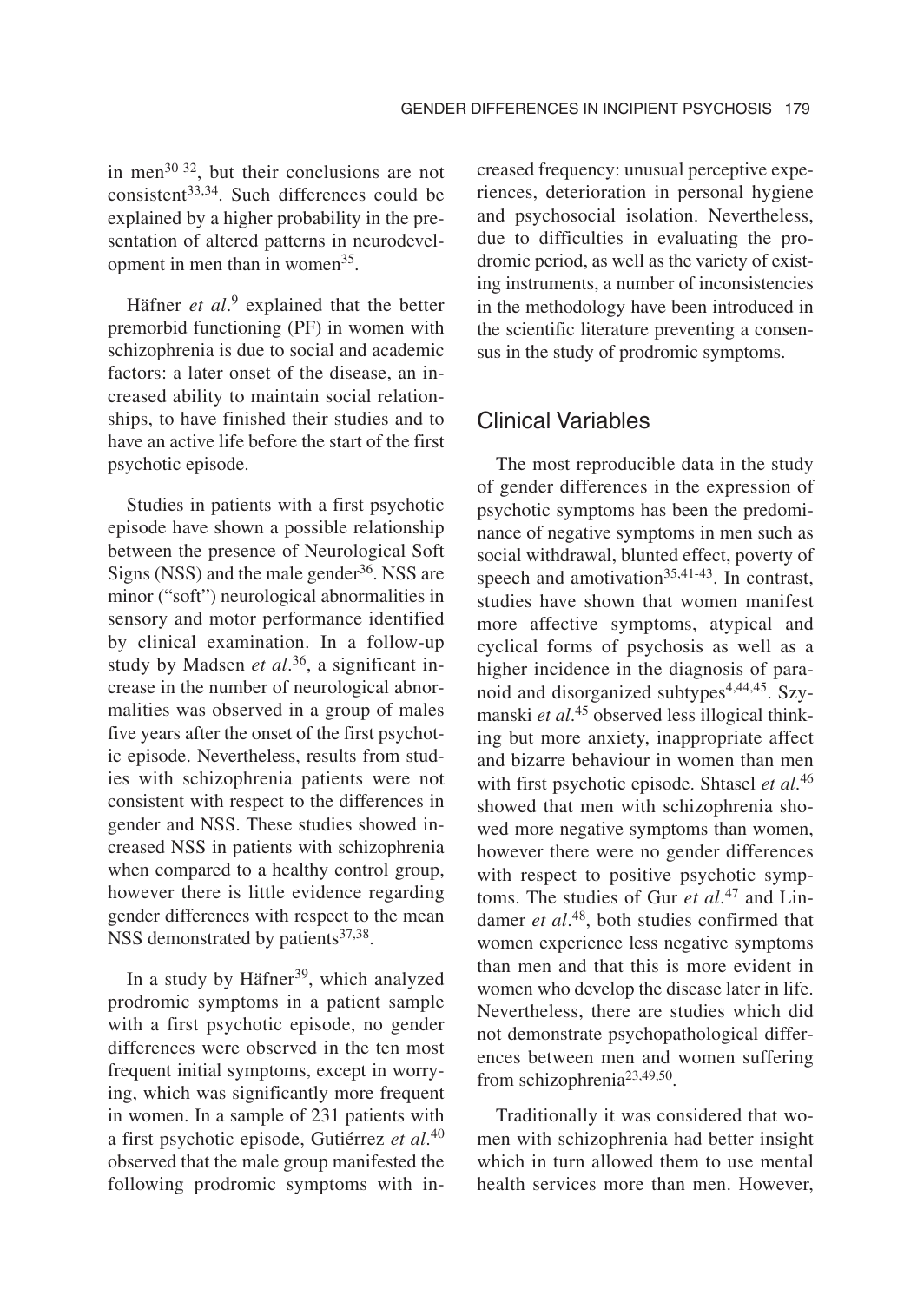in men[30-32], but their conclusions are not consistent[33,34]. Such differences could be explained by a higher probability in the presentation of altered patterns in neurodevelopment in men than in women[35].

Häfner *et al*.[9] explained that the better premorbid functioning (PF) in women with schizophrenia is due to social and academic factors: a later onset of the disease, an increased ability to maintain social relationships, to have finished their studies and to have an active life before the start of the first psychotic episode.

Studies in patients with a first psychotic episode have shown a possible relationship between the presence of Neurological Soft Signs (NSS) and the male gender[36]. NSS are minor ("soft") neurological abnormalities in sensory and motor performance identified by clinical examination. In a follow-up study by Madsen *et al*.[36], a significant increase in the number of neurological abnormalities was observed in a group of males five years after the onset of the first psychotic episode. Nevertheless, results from studies with schizophrenia patients were not consistent with respect to the differences in gender and NSS. These studies showed increased NSS in patients with schizophrenia when compared to a healthy control group, however there is little evidence regarding gender differences with respect to the mean NSS demonstrated by patients[37,38].

In a study by Häfner[39], which analyzed prodromic symptoms in a patient sample with a first psychotic episode, no gender differences were observed in the ten most frequent initial symptoms, except in worrying, which was significantly more frequent in women. In a sample of 231 patients with a first psychotic episode, Gutiérrez *et al*.[40] observed that the male group manifested the following prodromic symptoms with increased frequency: unusual perceptive experiences, deterioration in personal hygiene and psychosocial isolation. Nevertheless, due to difficulties in evaluating the prodromic period, as well as the variety of existing instruments, a number of inconsistencies in the methodology have been introduced in the scientific literature preventing a consensus in the study of prodromic symptoms.

## Clinical Variables

The most reproducible data in the study of gender differences in the expression of psychotic symptoms has been the predominance of negative symptoms in men such as social withdrawal, blunted effect, poverty of speech and amotivation[35,41-43]. In contrast, studies have shown that women manifest more affective symptoms, atypical and cyclical forms of psychosis as well as a higher incidence in the diagnosis of paranoid and disorganized subtypes[4,44,45]. Szymanski *et al*.[45] observed less illogical thinking but more anxiety, inappropriate affect and bizarre behaviour in women than men with first psychotic episode. Shtasel *et al*.[46] showed that men with schizophrenia showed more negative symptoms than women, however there were no gender differences with respect to positive psychotic symptoms. The studies of Gur *et al*.[47] and Lindamer *et al*.[48], both studies confirmed that women experience less negative symptoms than men and that this is more evident in women who develop the disease later in life. Nevertheless, there are studies which did not demonstrate psychopathological differences between men and women suffering from schizophrenia[23,49,50].

Traditionally it was considered that women with schizophrenia had better insight which in turn allowed them to use mental health services more than men. However,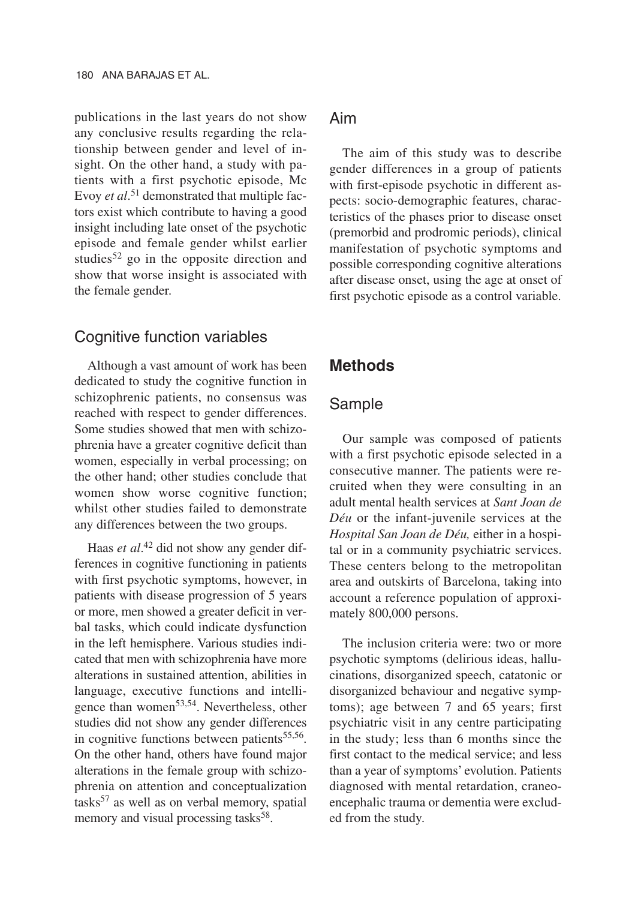publications in the last years do not show any conclusive results regarding the relationship between gender and level of insight. On the other hand, a study with patients with a first psychotic episode, Mc Evoy *et al*.[51] demonstrated that multiple factors exist which contribute to having a good insight including late onset of the psychotic episode and female gender whilst earlier studies[52] go in the opposite direction and show that worse insight is associated with the female gender.

## Cognitive function variables

Although a vast amount of work has been dedicated to study the cognitive function in schizophrenic patients, no consensus was reached with respect to gender differences. Some studies showed that men with schizophrenia have a greater cognitive deficit than women, especially in verbal processing; on the other hand; other studies conclude that women show worse cognitive function; whilst other studies failed to demonstrate any differences between the two groups.

Haas *et al*.[42] did not show any gender differences in cognitive functioning in patients with first psychotic symptoms, however, in patients with disease progression of 5 years or more, men showed a greater deficit in verbal tasks, which could indicate dysfunction in the left hemisphere. Various studies indicated that men with schizophrenia have more alterations in sustained attention, abilities in language, executive functions and intelligence than women[53,54]. Nevertheless, other studies did not show any gender differences in cognitive functions between patients[55,56]. On the other hand, others have found major alterations in the female group with schizophrenia on attention and conceptualization tasks[57] as well as on verbal memory, spatial memory and visual processing tasks[58].

## Aim

The aim of this study was to describe gender differences in a group of patients with first-episode psychotic in different aspects: socio-demographic features, characteristics of the phases prior to disease onset (premorbid and prodromic periods), clinical manifestation of psychotic symptoms and possible corresponding cognitive alterations after disease onset, using the age at onset of first psychotic episode as a control variable.

# Methods

## Sample

Our sample was composed of patients with a first psychotic episode selected in a consecutive manner. The patients were recruited when they were consulting in an adult mental health services at *Sant Joan de Déu* or the infant-juvenile services at the *Hospital San Joan de Déu,* either in a hospital or in a community psychiatric services. These centers belong to the metropolitan area and outskirts of Barcelona, taking into account a reference population of approximately 800,000 persons.

The inclusion criteria were: two or more psychotic symptoms (delirious ideas, hallucinations, disorganized speech, catatonic or disorganized behaviour and negative symptoms); age between 7 and 65 years; first psychiatric visit in any centre participating in the study; less than 6 months since the first contact to the medical service; and less than a year of symptoms' evolution. Patients diagnosed with mental retardation, craneoencephalic trauma or dementia were excluded from the study.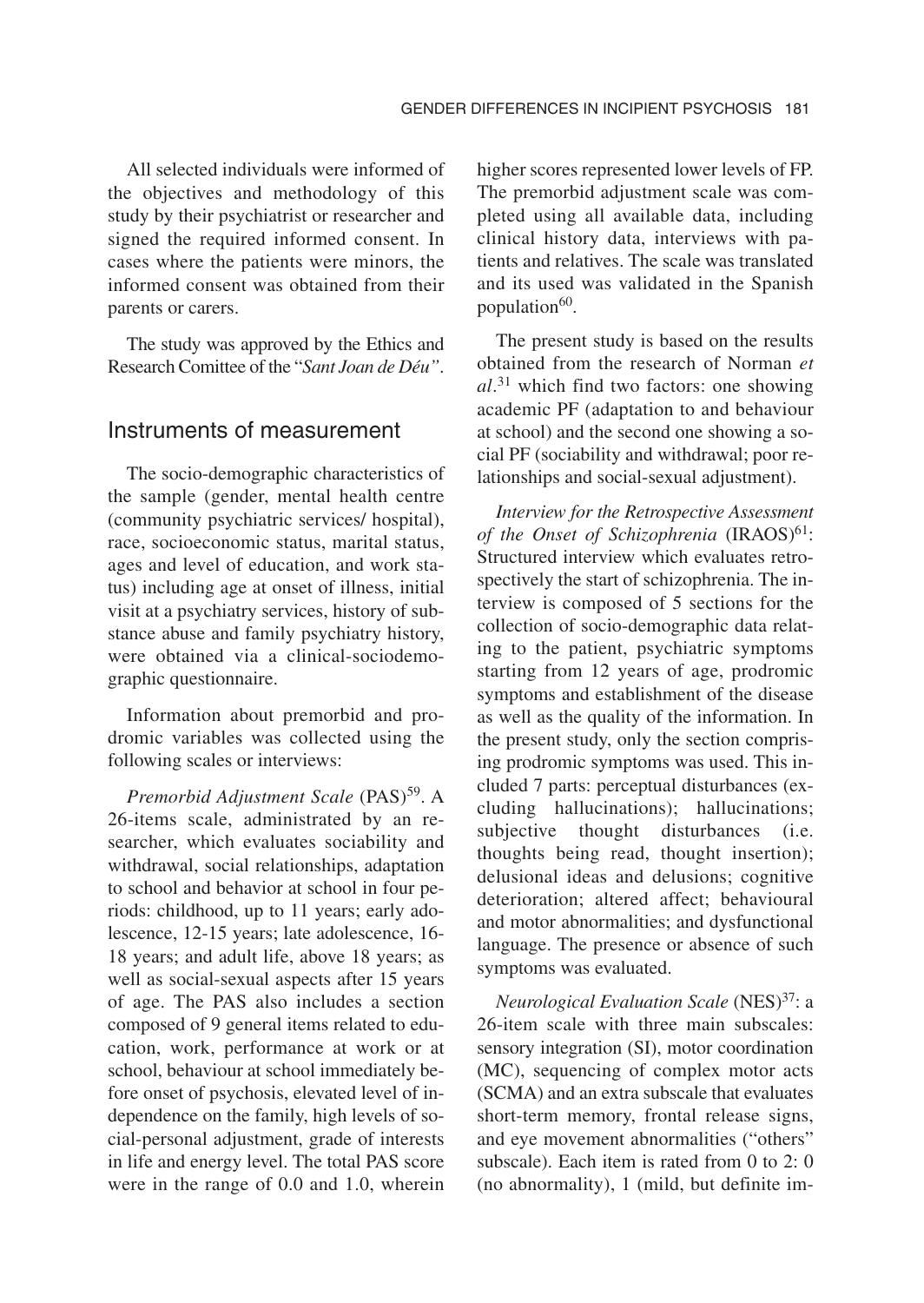All selected individuals were informed of the objectives and methodology of this study by their psychiatrist or researcher and signed the required informed consent. In cases where the patients were minors, the informed consent was obtained from their parents or carers.

The study was approved by the Ethics and Research Comittee of the "*Sant Joan de Déu"*.

## Instruments of measurement

The socio-demographic characteristics of the sample (gender, mental health centre (community psychiatric services/ hospital), race, socioeconomic status, marital status, ages and level of education, and work status) including age at onset of illness, initial visit at a psychiatry services, history of substance abuse and family psychiatry history, were obtained via a clinical-sociodemographic questionnaire.

Information about premorbid and prodromic variables was collected using the following scales or interviews:

*Premorbid Adjustment Scale* (PAS)[59]. A 26-items scale, administrated by an researcher, which evaluates sociability and withdrawal, social relationships, adaptation to school and behavior at school in four periods: childhood, up to 11 years; early adolescence, 12-15 years; late adolescence, 16-18 years; and adult life, above 18 years; as well as social-sexual aspects after 15 years of age. The PAS also includes a section composed of 9 general items related to education, work, performance at work or at school, behaviour at school immediately before onset of psychosis, elevated level of independence on the family, high levels of social-personal adjustment, grade of interests in life and energy level. The total PAS score were in the range of 0.0 and 1.0, wherein higher scores represented lower levels of FP. The premorbid adjustment scale was completed using all available data, including clinical history data, interviews with patients and relatives. The scale was translated and its used was validated in the Spanish population[60].

The present study is based on the results obtained from the research of Norman *et al*.[31] which find two factors: one showing academic PF (adaptation to and behaviour at school) and the second one showing a social PF (sociability and withdrawal; poor relationships and social-sexual adjustment).

*Interview for the Retrospective Assessment of the Onset of Schizophrenia* (IRAOS)[61]: Structured interview which evaluates retrospectively the start of schizophrenia. The interview is composed of 5 sections for the collection of socio-demographic data relating to the patient, psychiatric symptoms starting from 12 years of age, prodromic symptoms and establishment of the disease as well as the quality of the information. In the present study, only the section comprising prodromic symptoms was used. This included 7 parts: perceptual disturbances (excluding hallucinations); hallucinations; subjective thought disturbances (i.e. thoughts being read, thought insertion); delusional ideas and delusions; cognitive deterioration; altered affect; behavioural and motor abnormalities; and dysfunctional language. The presence or absence of such symptoms was evaluated.

*Neurological Evaluation Scale* (NES)[37]: a 26-item scale with three main subscales: sensory integration (SI), motor coordination (MC), sequencing of complex motor acts (SCMA) and an extra subscale that evaluates short-term memory, frontal release signs, and eye movement abnormalities ("others" subscale). Each item is rated from 0 to 2: 0 (no abnormality), 1 (mild, but definite im-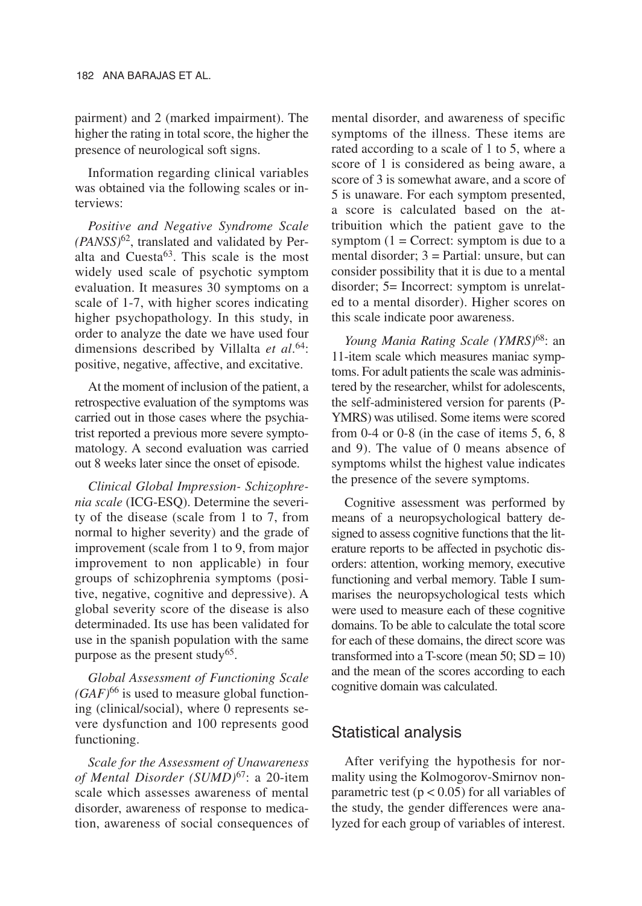pairment) and 2 (marked impairment). The higher the rating in total score, the higher the presence of neurological soft signs.

Information regarding clinical variables was obtained via the following scales or interviews:

*Positive and Negative Syndrome Scale (PANSS)*[62], translated and validated by Peralta and Cuesta[63]. This scale is the most widely used scale of psychotic symptom evaluation. It measures 30 symptoms on a scale of 1-7, with higher scores indicating higher psychopathology. In this study, in order to analyze the date we have used four dimensions described by Villalta *et al*.[64]: positive, negative, affective, and excitative.

At the moment of inclusion of the patient, a retrospective evaluation of the symptoms was carried out in those cases where the psychiatrist reported a previous more severe symptomatology. A second evaluation was carried out 8 weeks later since the onset of episode.

*Clinical Global Impression- Schizophrenia scale* (ICG-ESQ). Determine the severity of the disease (scale from 1 to 7, from normal to higher severity) and the grade of improvement (scale from 1 to 9, from major improvement to non applicable) in four groups of schizophrenia symptoms (positive, negative, cognitive and depressive). A global severity score of the disease is also determinaded. Its use has been validated for use in the spanish population with the same purpose as the present study[65].

*Global Assessment of Functioning Scale (GAF)*[66] is used to measure global functioning (clinical/social), where 0 represents severe dysfunction and 100 represents good functioning.

*Scale for the Assessment of Unawareness of Mental Disorder (SUMD)*[67]: a 20-item scale which assesses awareness of mental disorder, awareness of response to medication, awareness of social consequences of mental disorder, and awareness of specific symptoms of the illness. These items are rated according to a scale of 1 to 5, where a score of 1 is considered as being aware, a score of 3 is somewhat aware, and a score of 5 is unaware. For each symptom presented, a score is calculated based on the attribuition which the patient gave to the symptom (1 = Correct: symptom is due to a mental disorder; 3 = Partial: unsure, but can consider possibility that it is due to a mental disorder; 5= Incorrect: symptom is unrelated to a mental disorder). Higher scores on this scale indicate poor awareness.

*Young Mania Rating Scale (YMRS)*[68]: an 11-item scale which measures maniac symptoms. For adult patients the scale was administered by the researcher, whilst for adolescents, the self-administered version for parents (P-YMRS) was utilised. Some items were scored from 0-4 or 0-8 (in the case of items 5, 6, 8 and 9). The value of 0 means absence of symptoms whilst the highest value indicates the presence of the severe symptoms.

Cognitive assessment was performed by means of a neuropsychological battery designed to assess cognitive functions that the literature reports to be affected in psychotic disorders: attention, working memory, executive functioning and verbal memory. Table I summarises the neuropsychological tests which were used to measure each of these cognitive domains. To be able to calculate the total score for each of these domains, the direct score was transformed into a T-score (mean 50; SD = 10) and the mean of the scores according to each cognitive domain was calculated.

## Statistical analysis

After verifying the hypothesis for normality using the Kolmogorov-Smirnov nonparametric test ($p < 0.05$) for all variables of the study, the gender differences were analyzed for each group of variables of interest.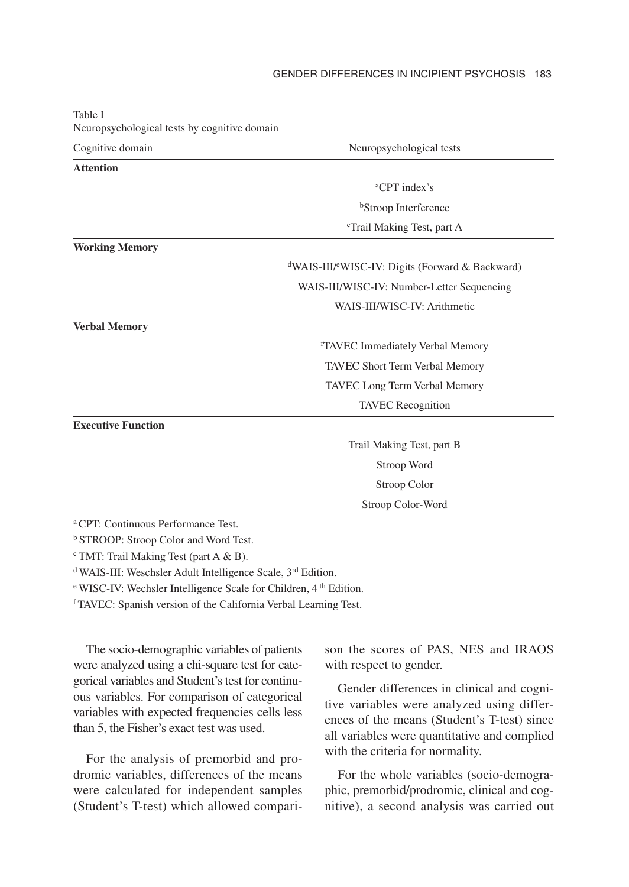Table I
Neuropsychological tests by cognitive domain

| Cognitive domain | Neuropsychological tests |
|---|---|
| **Attention** | |
| | [a]CPT index's |
| | [b]Stroop Interference |
| | [c]Trail Making Test, part A |
| **Working Memory** | |
| | [d]WAIS-III/[e]WISC-IV: Digits (Forward & Backward) |
| | WAIS-III/WISC-IV: Number-Letter Sequencing |
| | WAIS-III/WISC-IV: Arithmetic |
| **Verbal Memory** | |
| | [f]TAVEC Immediately Verbal Memory |
| | TAVEC Short Term Verbal Memory |
| | TAVEC Long Term Verbal Memory |
| | TAVEC Recognition |
| **Executive Function** | |
| | Trail Making Test, part B |
| | Stroop Word |
| | Stroop Color |
| | Stroop Color-Word |

[a] CPT: Continuous Performance Test.

[b] STROOP: Stroop Color and Word Test.

[c] TMT: Trail Making Test (part A & B).

[d] WAIS-III: Weschsler Adult Intelligence Scale, 3rd Edition.

[e] WISC-IV: Wechsler Intelligence Scale for Children, 4 th Edition.

[f] TAVEC: Spanish version of the California Verbal Learning Test.

The socio-demographic variables of patients were analyzed using a chi-square test for categorical variables and Student's test for continuous variables. For comparison of categorical variables with expected frequencies cells less than 5, the Fisher's exact test was used.

For the analysis of premorbid and prodromic variables, differences of the means were calculated for independent samples (Student's T-test) which allowed comparison the scores of PAS, NES and IRAOS with respect to gender.

Gender differences in clinical and cognitive variables were analyzed using differences of the means (Student's T-test) since all variables were quantitative and complied with the criteria for normality.

For the whole variables (socio-demographic, premorbid/prodromic, clinical and cognitive), a second analysis was carried out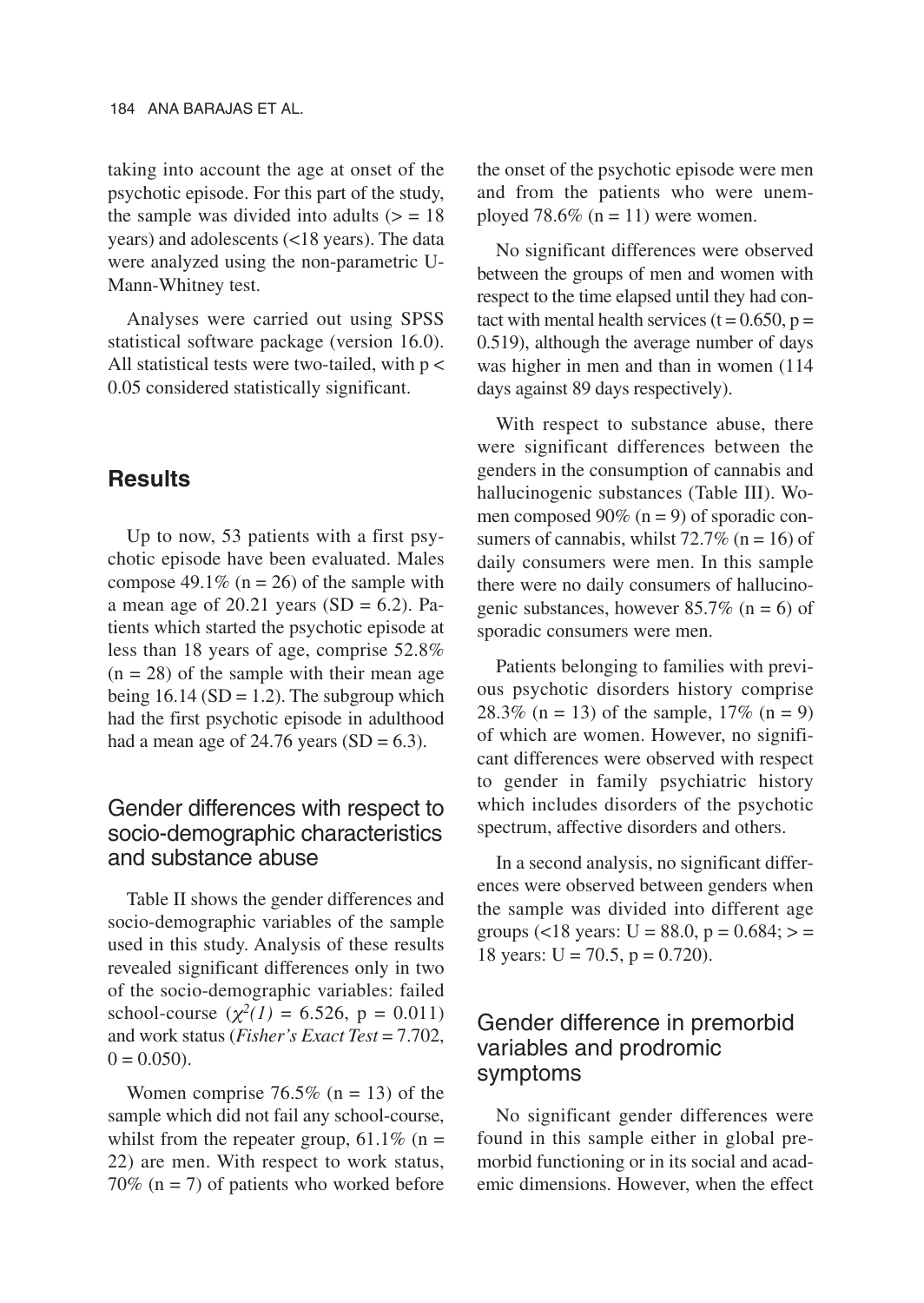taking into account the age at onset of the psychotic episode. For this part of the study, the sample was divided into adults (> = 18 years) and adolescents (<18 years). The data were analyzed using the non-parametric U-Mann-Whitney test.

Analyses were carried out using SPSS statistical software package (version 16.0). All statistical tests were two-tailed, with $p < 0.05$ considered statistically significant.

## Results

Up to now, 53 patients with a first psychotic episode have been evaluated. Males compose 49.1% (n = 26) of the sample with a mean age of 20.21 years (SD = 6.2). Patients which started the psychotic episode at less than 18 years of age, comprise 52.8% (n = 28) of the sample with their mean age being 16.14 (SD = 1.2). The subgroup which had the first psychotic episode in adulthood had a mean age of 24.76 years (SD = 6.3).

### Gender differences with respect to socio-demographic characteristics and substance abuse

Table II shows the gender differences and socio-demographic variables of the sample used in this study. Analysis of these results revealed significant differences only in two of the socio-demographic variables: failed school-course ($\chi^2(1) = 6.526$, p = 0.011) and work status (*Fisher's Exact Test* = 7.702, 0 = 0.050).

Women comprise 76.5% (n = 13) of the sample which did not fail any school-course, whilst from the repeater group, 61.1% (n = 22) are men. With respect to work status, 70% (n = 7) of patients who worked before the onset of the psychotic episode were men and from the patients who were unemployed 78.6% (n = 11) were women.

No significant differences were observed between the groups of men and women with respect to the time elapsed until they had contact with mental health services (t = 0.650, p = 0.519), although the average number of days was higher in men and than in women (114 days against 89 days respectively).

With respect to substance abuse, there were significant differences between the genders in the consumption of cannabis and hallucinogenic substances (Table III). Women composed 90% (n = 9) of sporadic consumers of cannabis, whilst 72.7% (n = 16) of daily consumers were men. In this sample there were no daily consumers of hallucinogenic substances, however 85.7% (n = 6) of sporadic consumers were men.

Patients belonging to families with previous psychotic disorders history comprise 28.3% (n = 13) of the sample, 17% (n = 9) of which are women. However, no significant differences were observed with respect to gender in family psychiatric history which includes disorders of the psychotic spectrum, affective disorders and others.

In a second analysis, no significant differences were observed between genders when the sample was divided into different age groups (<18 years: U = 88.0, p = 0.684; > = 18 years: U = 70.5, p = 0.720).

### Gender difference in premorbid variables and prodromic symptoms

No significant gender differences were found in this sample either in global premorbid functioning or in its social and academic dimensions. However, when the effect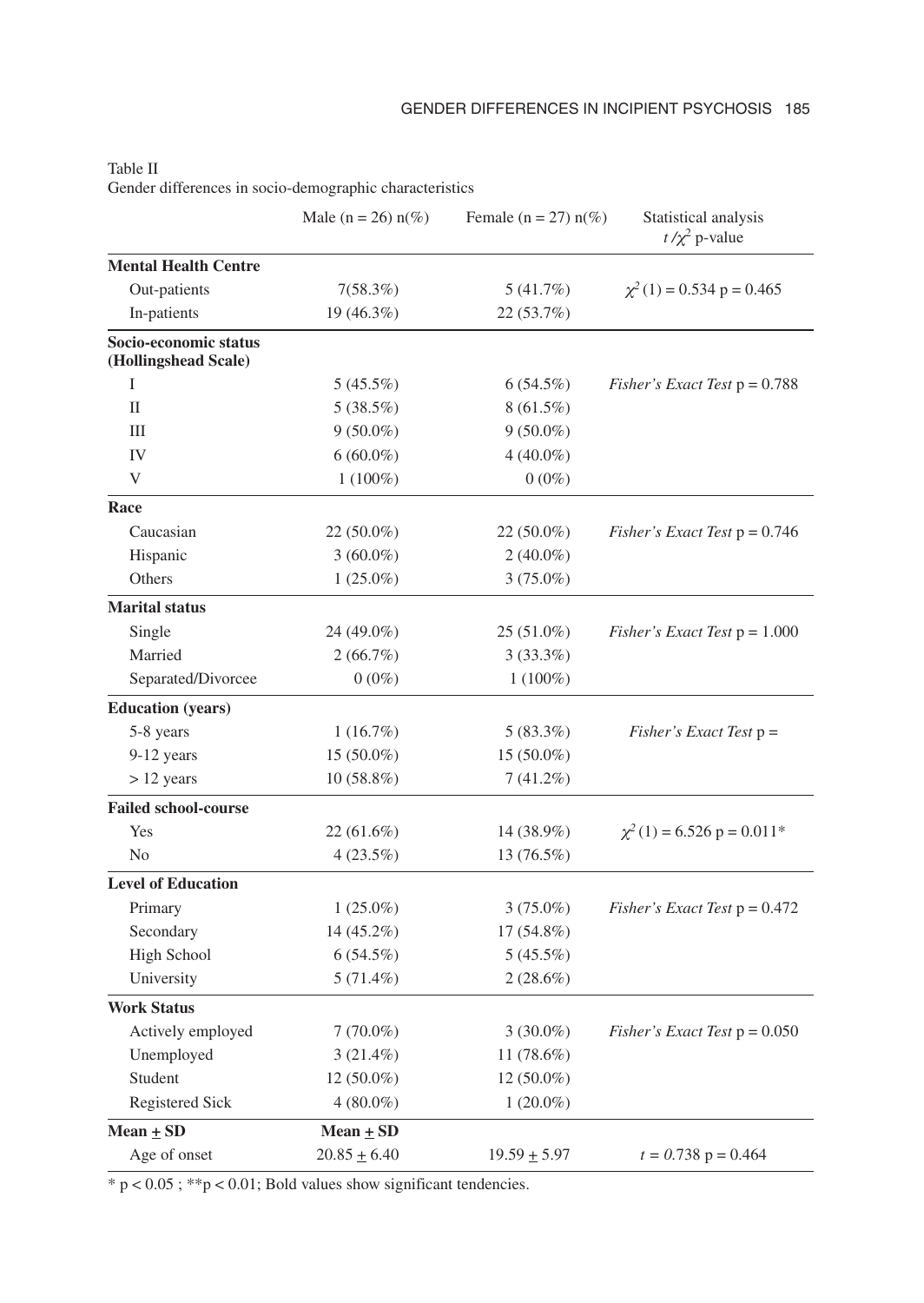Table II
Gender differences in socio-demographic characteristics

| | Male (n = 26) n(%) | Female (n = 27) n(%) | Statistical analysis $t/\chi^2$ p-value |
|---|---|---|---|
| **Mental Health Centre** | | | |
| Out-patients | 7(58.3%) | 5 (41.7%) | $\chi^2(1) = 0.534$ p = 0.465 |
| In-patients | 19 (46.3%) | 22 (53.7%) | |
| **Socio-economic status (Hollingshead Scale)** | | | |
| I | 5 (45.5%) | 6 (54.5%) | *Fisher's Exact Test* p = 0.788 |
| II | 5 (38.5%) | 8 (61.5%) | |
| III | 9 (50.0%) | 9 (50.0%) | |
| IV | 6 (60.0%) | 4 (40.0%) | |
| V | 1 (100%) | 0 (0%) | |
| **Race** | | | |
| Caucasian | 22 (50.0%) | 22 (50.0%) | *Fisher's Exact Test* p = 0.746 |
| Hispanic | 3 (60.0%) | 2 (40.0%) | |
| Others | 1 (25.0%) | 3 (75.0%) | |
| **Marital status** | | | |
| Single | 24 (49.0%) | 25 (51.0%) | *Fisher's Exact Test* p = 1.000 |
| Married | 2 (66.7%) | 3 (33.3%) | |
| Separated/Divorcee | 0 (0%) | 1 (100%) | |
| **Education (years)** | | | |
| 5-8 years | 1 (16.7%) | 5 (83.3%) | *Fisher's Exact Test* p = |
| 9-12 years | 15 (50.0%) | 15 (50.0%) | |
| > 12 years | 10 (58.8%) | 7 (41.2%) | |
| **Failed school-course** | | | |
| Yes | 22 (61.6%) | 14 (38.9%) | $\chi^2(1) = 6.526$ p = 0.011* |
| No | 4 (23.5%) | 13 (76.5%) | |
| **Level of Education** | | | |
| Primary | 1 (25.0%) | 3 (75.0%) | *Fisher's Exact Test* p = 0.472 |
| Secondary | 14 (45.2%) | 17 (54.8%) | |
| High School | 6 (54.5%) | 5 (45.5%) | |
| University | 5 (71.4%) | 2 (28.6%) | |
| **Work Status** | | | |
| Actively employed | 7 (70.0%) | 3 (30.0%) | *Fisher's Exact Test* p = 0.050 |
| Unemployed | 3 (21.4%) | 11 (78.6%) | |
| Student | 12 (50.0%) | 12 (50.0%) | |
| Registered Sick | 4 (80.0%) | 1 (20.0%) | |
| **Mean ± SD** | **Mean ± SD** | | |
| Age of onset | 20.85 ± 6.40 | 19.59 ± 5.97 | $t = 0.738$ p = 0.464 |

\* p < 0.05 ; **p < 0.01; Bold values show significant tendencies.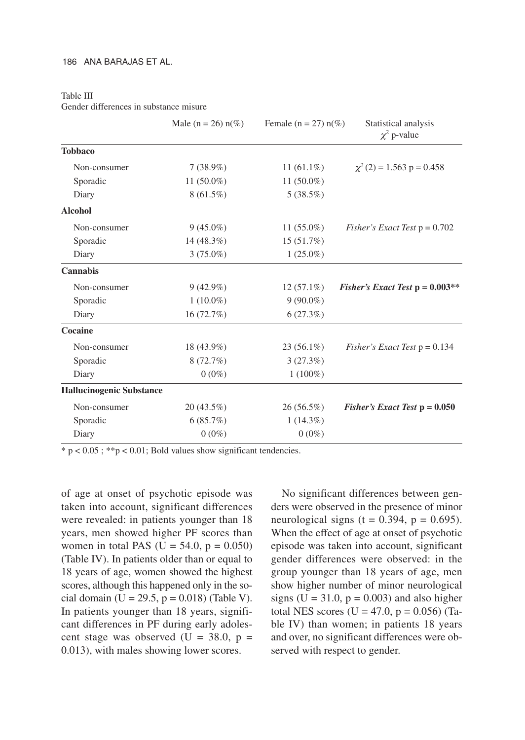Table III
Gender differences in substance misure

| | Male (n = 26) n(%) | Female (n = 27) n(%) | Statistical analysis $\chi^2$ p-value |
|---|---|---|---|
| **Tobbaco** | | | |
| Non-consumer | 7 (38.9%) | 11 (61.1%) | $\chi^2(2) = 1.563$ p = 0.458 |
| Sporadic | 11 (50.0%) | 11 (50.0%) | |
| Diary | 8 (61.5%) | 5 (38.5%) | |
| **Alcohol** | | | |
| Non-consumer | 9 (45.0%) | 11 (55.0%) | *Fisher's Exact Test* p = 0.702 |
| Sporadic | 14 (48.3%) | 15 (51.7%) | |
| Diary | 3 (75.0%) | 1 (25.0%) | |
| **Cannabis** | | | |
| Non-consumer | 9 (42.9%) | 12 (57.1%) | ***Fisher's Exact Test* p = 0.003\*\*** |
| Sporadic | 1 (10.0%) | 9 (90.0%) | |
| Diary | 16 (72.7%) | 6 (27.3%) | |
| **Cocaine** | | | |
| Non-consumer | 18 (43.9%) | 23 (56.1%) | *Fisher's Exact Test* p = 0.134 |
| Sporadic | 8 (72.7%) | 3 (27.3%) | |
| Diary | 0 (0%) | 1 (100%) | |
| **Hallucinogenic Substance** | | | |
| Non-consumer | 20 (43.5%) | 26 (56.5%) | ***Fisher's Exact Test* p = 0.050** |
| Sporadic | 6 (85.7%) | 1 (14.3%) | |
| Diary | 0 (0%) | 0 (0%) | |

\* $p < 0.05$ ; \*\*$p < 0.01$; Bold values show significant tendencies.

of age at onset of psychotic episode was taken into account, significant differences were revealed: in patients younger than 18 years, men showed higher PF scores than women in total PAS (U = 54.0, p = 0.050) (Table IV). In patients older than or equal to 18 years of age, women showed the highest scores, although this happened only in the social domain (U = 29.5, p = 0.018) (Table V). In patients younger than 18 years, significant differences in PF during early adolescent stage was observed (U = 38.0, p = 0.013), with males showing lower scores.

No significant differences between genders were observed in the presence of minor neurological signs (t = 0.394, p = 0.695). When the effect of age at onset of psychotic episode was taken into account, significant gender differences were observed: in the group younger than 18 years of age, men show higher number of minor neurological signs (U = 31.0, p = 0.003) and also higher total NES scores (U = 47.0, p = 0.056) (Table IV) than women; in patients 18 years and over, no significant differences were observed with respect to gender.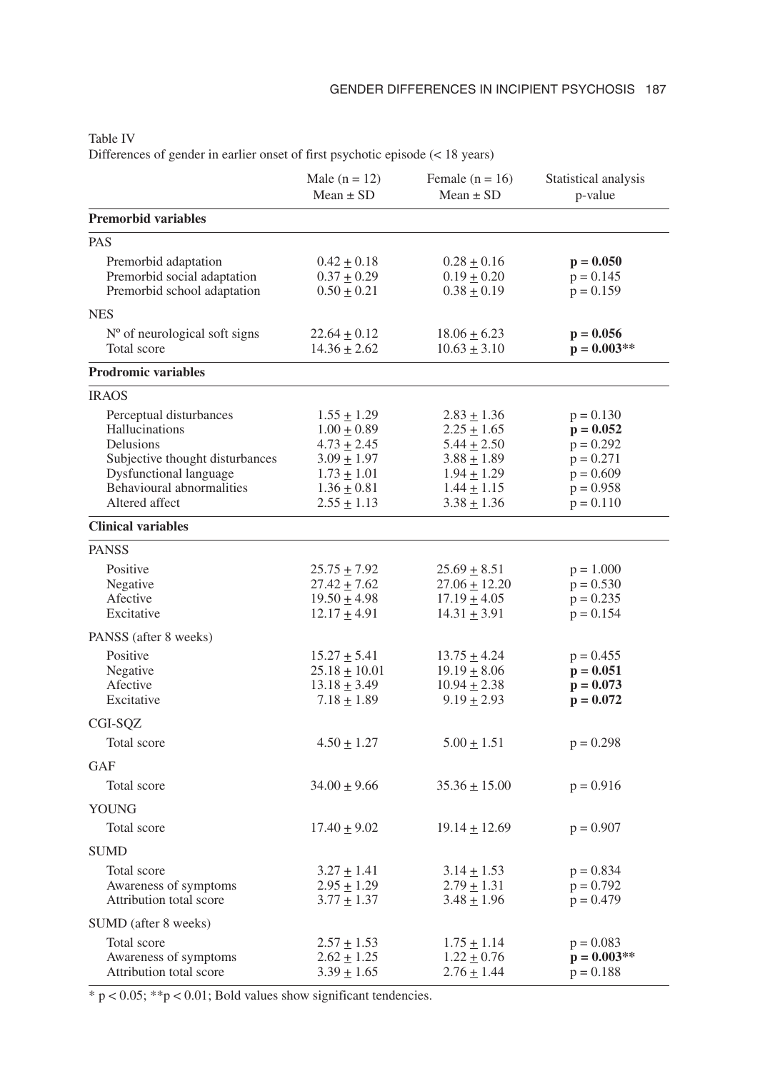Table IV
Differences of gender in earlier onset of first psychotic episode (< 18 years)

| | Male (n = 12) Mean ± SD | Female (n = 16) Mean ± SD | Statistical analysis p-value |
|---|---|---|---|
| **Premorbid variables** | | | |
| PAS | | | |
| Premorbid adaptation | 0.42 ± 0.18 | 0.28 ± 0.16 | **p = 0.050** |
| Premorbid social adaptation | 0.37 ± 0.29 | 0.19 ± 0.20 | p = 0.145 |
| Premorbid school adaptation | 0.50 ± 0.21 | 0.38 ± 0.19 | p = 0.159 |
| NES | | | |
| Nº of neurological soft signs | 22.64 ± 0.12 | 18.06 ± 6.23 | **p = 0.056** |
| Total score | 14.36 ± 2.62 | 10.63 ± 3.10 | **p = 0.003**** |
| **Prodromic variables** | | | |
| IRAOS | | | |
| Perceptual disturbances | 1.55 ± 1.29 | 2.83 ± 1.36 | p = 0.130 |
| Hallucinations | 1.00 ± 0.89 | 2.25 ± 1.65 | **p = 0.052** |
| Delusions | 4.73 ± 2.45 | 5.44 ± 2.50 | p = 0.292 |
| Subjective thought disturbances | 3.09 ± 1.97 | 3.88 ± 1.89 | p = 0.271 |
| Dysfunctional language | 1.73 ± 1.01 | 1.94 ± 1.29 | p = 0.609 |
| Behavioural abnormalities | 1.36 ± 0.81 | 1.44 ± 1.15 | p = 0.958 |
| Altered affect | 2.55 ± 1.13 | 3.38 ± 1.36 | p = 0.110 |
| **Clinical variables** | | | |
| PANSS | | | |
| Positive | 25.75 ± 7.92 | 25.69 ± 8.51 | p = 1.000 |
| Negative | 27.42 ± 7.62 | 27.06 ± 12.20 | p = 0.530 |
| Afective | 19.50 ± 4.98 | 17.19 ± 4.05 | p = 0.235 |
| Excitative | 12.17 ± 4.91 | 14.31 ± 3.91 | p = 0.154 |
| PANSS (after 8 weeks) | | | |
| Positive | 15.27 ± 5.41 | 13.75 ± 4.24 | p = 0.455 |
| Negative | 25.18 ± 10.01 | 19.19 ± 8.06 | **p = 0.051** |
| Afective | 13.18 ± 3.49 | 10.94 ± 2.38 | **p = 0.073** |
| Excitative | 7.18 ± 1.89 | 9.19 ± 2.93 | **p = 0.072** |
| CGI-SQZ | | | |
| Total score | 4.50 ± 1.27 | 5.00 ± 1.51 | p = 0.298 |
| GAF | | | |
| Total score | 34.00 ± 9.66 | 35.36 ± 15.00 | p = 0.916 |
| YOUNG | | | |
| Total score | 17.40 ± 9.02 | 19.14 ± 12.69 | p = 0.907 |
| SUMD | | | |
| Total score | 3.27 ± 1.41 | 3.14 ± 1.53 | p = 0.834 |
| Awareness of symptoms | 2.95 ± 1.29 | 2.79 ± 1.31 | p = 0.792 |
| Attribution total score | 3.77 ± 1.37 | 3.48 ± 1.96 | p = 0.479 |
| SUMD (after 8 weeks) | | | |
| Total score | 2.57 ± 1.53 | 1.75 ± 1.14 | p = 0.083 |
| Awareness of symptoms | 2.62 ± 1.25 | 1.22 ± 0.76 | **p = 0.003**** |
| Attribution total score | 3.39 ± 1.65 | 2.76 ± 1.44 | p = 0.188 |

* $p < 0.05$; ** $p < 0.01$; Bold values show significant tendencies.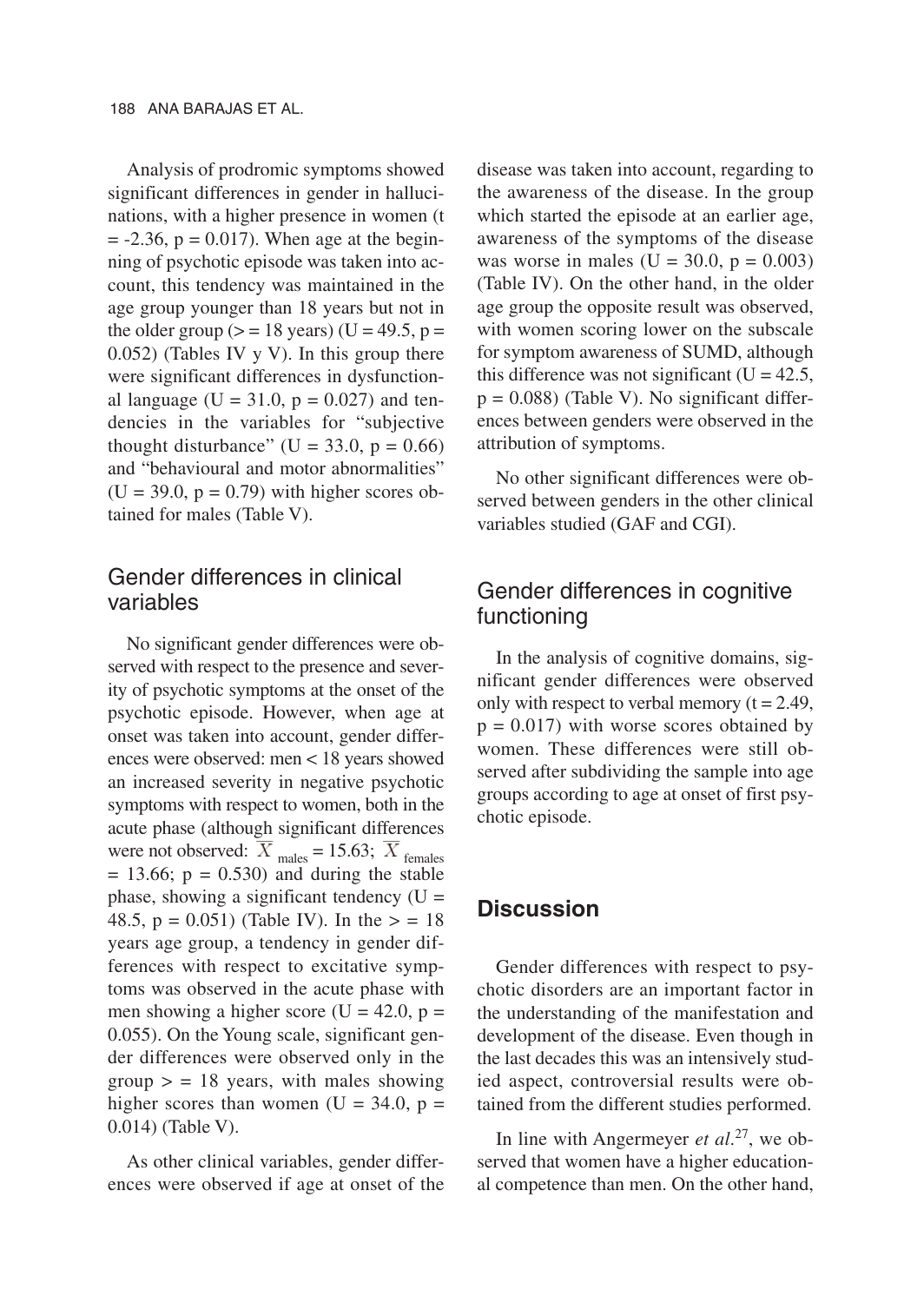Analysis of prodromic symptoms showed significant differences in gender in hallucinations, with a higher presence in women ($t = -2.36$, $p = 0.017$). When age at the beginning of psychotic episode was taken into account, this tendency was maintained in the age group younger than 18 years but not in the older group (> = 18 years) ($U = 49.5$, $p = 0.052$) (Tables IV y V). In this group there were significant differences in dysfunctional language ($U = 31.0$, $p = 0.027$) and tendencies in the variables for "subjective thought disturbance" ($U = 33.0$, $p = 0.66$) and "behavioural and motor abnormalities" ($U = 39.0$, $p = 0.79$) with higher scores obtained for males (Table V).

## Gender differences in clinical variables

No significant gender differences were observed with respect to the presence and severity of psychotic symptoms at the onset of the psychotic episode. However, when age at onset was taken into account, gender differences were observed: men < 18 years showed an increased severity in negative psychotic symptoms with respect to women, both in the acute phase (although significant differences were not observed: $\overline{X}_{\text{males}} = 15.63$; $\overline{X}_{\text{females}} = 13.66$; $p = 0.530$) and during the stable phase, showing a significant tendency ($U = 48.5$, $p = 0.051$) (Table IV). In the > = 18 years age group, a tendency in gender differences with respect to excitative symptoms was observed in the acute phase with men showing a higher score ($U = 42.0$, $p = 0.055$). On the Young scale, significant gender differences were observed only in the group > = 18 years, with males showing higher scores than women ($U = 34.0$, $p = 0.014$) (Table V).

As other clinical variables, gender differences were observed if age at onset of the disease was taken into account, regarding to the awareness of the disease. In the group which started the episode at an earlier age, awareness of the symptoms of the disease was worse in males ($U = 30.0$, $p = 0.003$) (Table IV). On the other hand, in the older age group the opposite result was observed, with women scoring lower on the subscale for symptom awareness of SUMD, although this difference was not significant ($U = 42.5$, $p = 0.088$) (Table V). No significant differences between genders were observed in the attribution of symptoms.

No other significant differences were observed between genders in the other clinical variables studied (GAF and CGI).

## Gender differences in cognitive functioning

In the analysis of cognitive domains, significant gender differences were observed only with respect to verbal memory ($t = 2.49$, $p = 0.017$) with worse scores obtained by women. These differences were still observed after subdividing the sample into age groups according to age at onset of first psychotic episode.

# Discussion

Gender differences with respect to psychotic disorders are an important factor in the understanding of the manifestation and development of the disease. Even though in the last decades this was an intensively studied aspect, controversial results were obtained from the different studies performed.

In line with Angermeyer *et al.*[27], we observed that women have a higher educational competence than men. On the other hand,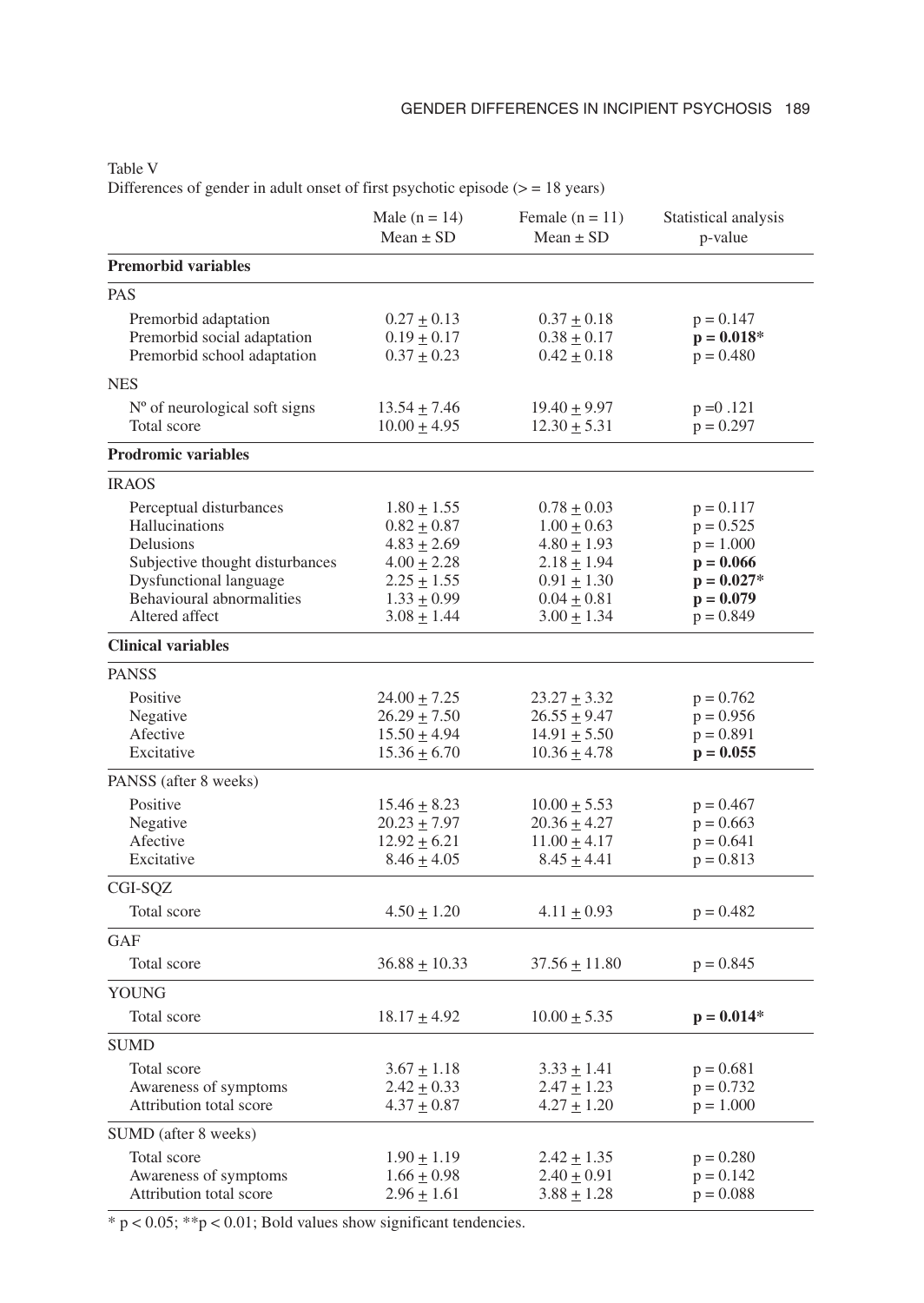Table V

Differences of gender in adult onset of first psychotic episode (> = 18 years)

| | Male (n = 14) Mean ± SD | Female (n = 11) Mean ± SD | Statistical analysis p-value |
|---|---|---|---|
| **Premorbid variables** | | | |
| PAS | | | |
| Premorbid adaptation | 0.27 ± 0.13 | 0.37 ± 0.18 | p = 0.147 |
| Premorbid social adaptation | 0.19 ± 0.17 | 0.38 ± 0.17 | **p = 0.018*** |
| Premorbid school adaptation | 0.37 ± 0.23 | 0.42 ± 0.18 | p = 0.480 |
| NES | | | |
| Nº of neurological soft signs | 13.54 ± 7.46 | 19.40 ± 9.97 | p =0 .121 |
| Total score | 10.00 ± 4.95 | 12.30 ± 5.31 | p = 0.297 |
| **Prodromic variables** | | | |
| IRAOS | | | |
| Perceptual disturbances | 1.80 ± 1.55 | 0.78 ± 0.03 | p = 0.117 |
| Hallucinations | 0.82 ± 0.87 | 1.00 ± 0.63 | p = 0.525 |
| Delusions | 4.83 ± 2.69 | 4.80 ± 1.93 | p = 1.000 |
| Subjective thought disturbances | 4.00 ± 2.28 | 2.18 ± 1.94 | **p = 0.066** |
| Dysfunctional language | 2.25 ± 1.55 | 0.91 ± 1.30 | **p = 0.027*** |
| Behavioural abnormalities | 1.33 ± 0.99 | 0.04 ± 0.81 | **p = 0.079** |
| Altered affect | 3.08 ± 1.44 | 3.00 ± 1.34 | p = 0.849 |
| **Clinical variables** | | | |
| PANSS | | | |
| Positive | 24.00 ± 7.25 | 23.27 ± 3.32 | p = 0.762 |
| Negative | 26.29 ± 7.50 | 26.55 ± 9.47 | p = 0.956 |
| Afective | 15.50 ± 4.94 | 14.91 ± 5.50 | p = 0.891 |
| Excitative | 15.36 ± 6.70 | 10.36 ± 4.78 | **p = 0.055** |
| PANSS (after 8 weeks) | | | |
| Positive | 15.46 ± 8.23 | 10.00 ± 5.53 | p = 0.467 |
| Negative | 20.23 ± 7.97 | 20.36 ± 4.27 | p = 0.663 |
| Afective | 12.92 ± 6.21 | 11.00 ± 4.17 | p = 0.641 |
| Excitative | 8.46 ± 4.05 | 8.45 ± 4.41 | p = 0.813 |
| CGI-SQZ | | | |
| Total score | 4.50 ± 1.20 | 4.11 ± 0.93 | p = 0.482 |
| GAF | | | |
| Total score | 36.88 ± 10.33 | 37.56 ± 11.80 | p = 0.845 |
| YOUNG | | | |
| Total score | 18.17 ± 4.92 | 10.00 ± 5.35 | **p = 0.014*** |
| SUMD | | | |
| Total score | 3.67 ± 1.18 | 3.33 ± 1.41 | p = 0.681 |
| Awareness of symptoms | 2.42 ± 0.33 | 2.47 ± 1.23 | p = 0.732 |
| Attribution total score | 4.37 ± 0.87 | 4.27 ± 1.20 | p = 1.000 |
| SUMD (after 8 weeks) | | | |
| Total score | 1.90 ± 1.19 | 2.42 ± 1.35 | p = 0.280 |
| Awareness of symptoms | 1.66 ± 0.98 | 2.40 ± 0.91 | p = 0.142 |
| Attribution total score | 2.96 ± 1.61 | 3.88 ± 1.28 | p = 0.088 |

* $p < 0.05$; ** $p < 0.01$; Bold values show significant tendencies.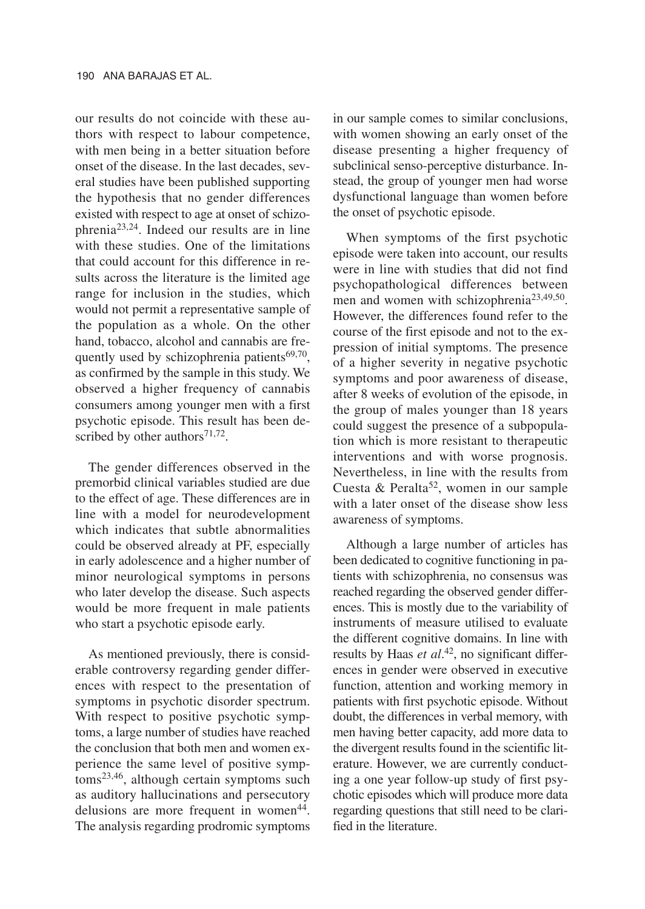our results do not coincide with these authors with respect to labour competence, with men being in a better situation before onset of the disease. In the last decades, several studies have been published supporting the hypothesis that no gender differences existed with respect to age at onset of schizophrenia[23,24]. Indeed our results are in line with these studies. One of the limitations that could account for this difference in results across the literature is the limited age range for inclusion in the studies, which would not permit a representative sample of the population as a whole. On the other hand, tobacco, alcohol and cannabis are frequently used by schizophrenia patients[69,70], as confirmed by the sample in this study. We observed a higher frequency of cannabis consumers among younger men with a first psychotic episode. This result has been described by other authors[71,72].

The gender differences observed in the premorbid clinical variables studied are due to the effect of age. These differences are in line with a model for neurodevelopment which indicates that subtle abnormalities could be observed already at PF, especially in early adolescence and a higher number of minor neurological symptoms in persons who later develop the disease. Such aspects would be more frequent in male patients who start a psychotic episode early.

As mentioned previously, there is considerable controversy regarding gender differences with respect to the presentation of symptoms in psychotic disorder spectrum. With respect to positive psychotic symptoms, a large number of studies have reached the conclusion that both men and women experience the same level of positive symptoms[23,46], although certain symptoms such as auditory hallucinations and persecutory delusions are more frequent in women[44]. The analysis regarding prodromic symptoms in our sample comes to similar conclusions, with women showing an early onset of the disease presenting a higher frequency of subclinical senso-perceptive disturbance. Instead, the group of younger men had worse dysfunctional language than women before the onset of psychotic episode.

When symptoms of the first psychotic episode were taken into account, our results were in line with studies that did not find psychopathological differences between men and women with schizophrenia[23,49,50]. However, the differences found refer to the course of the first episode and not to the expression of initial symptoms. The presence of a higher severity in negative psychotic symptoms and poor awareness of disease, after 8 weeks of evolution of the episode, in the group of males younger than 18 years could suggest the presence of a subpopulation which is more resistant to therapeutic interventions and with worse prognosis. Nevertheless, in line with the results from Cuesta & Peralta[52], women in our sample with a later onset of the disease show less awareness of symptoms.

Although a large number of articles has been dedicated to cognitive functioning in patients with schizophrenia, no consensus was reached regarding the observed gender differences. This is mostly due to the variability of instruments of measure utilised to evaluate the different cognitive domains. In line with results by Haas *et al*.[42], no significant differences in gender were observed in executive function, attention and working memory in patients with first psychotic episode. Without doubt, the differences in verbal memory, with men having better capacity, add more data to the divergent results found in the scientific literature. However, we are currently conducting a one year follow-up study of first psychotic episodes which will produce more data regarding questions that still need to be clarified in the literature.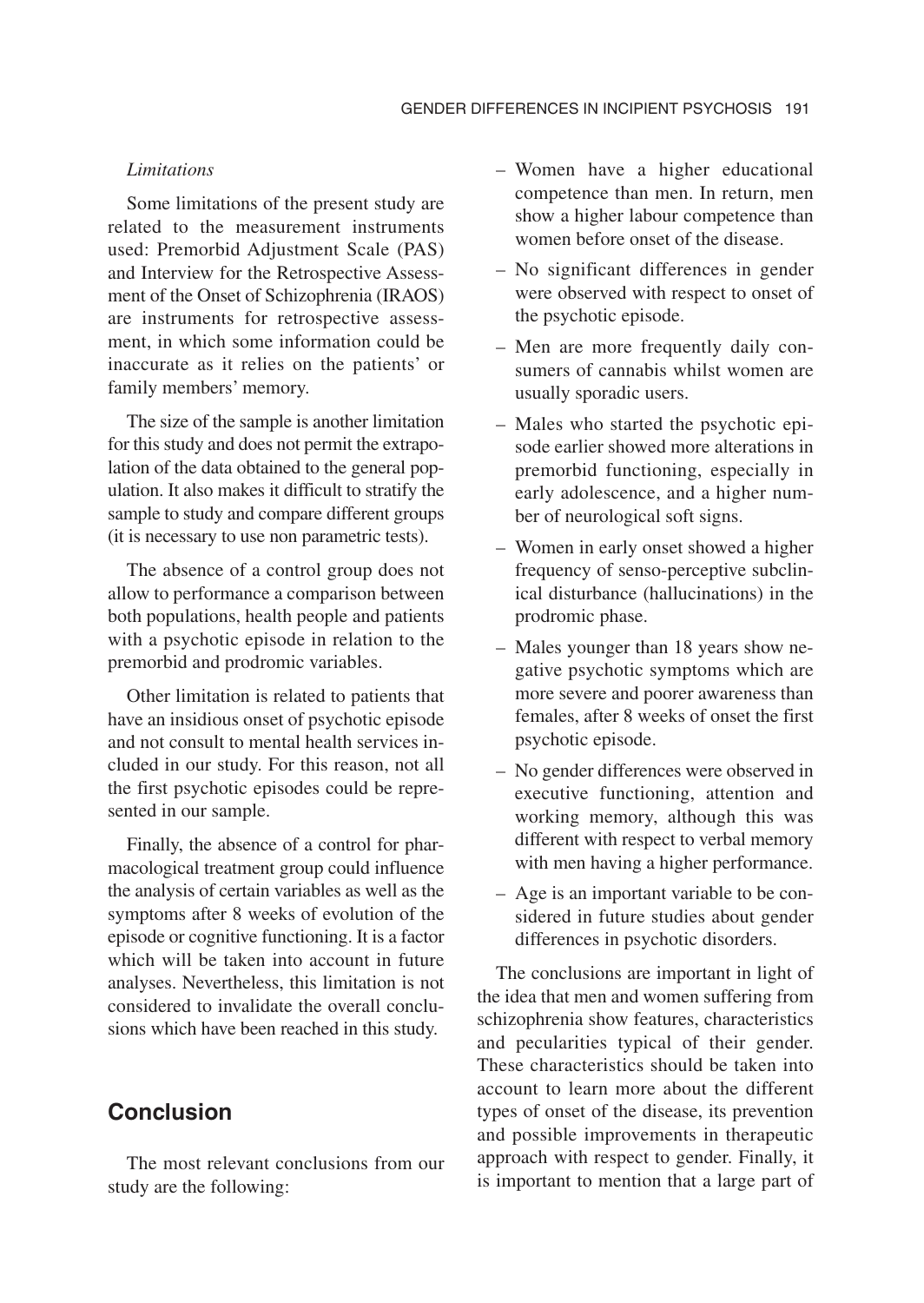*Limitations*

Some limitations of the present study are related to the measurement instruments used: Premorbid Adjustment Scale (PAS) and Interview for the Retrospective Assessment of the Onset of Schizophrenia (IRAOS) are instruments for retrospective assessment, in which some information could be inaccurate as it relies on the patients' or family members' memory.

The size of the sample is another limitation for this study and does not permit the extrapolation of the data obtained to the general population. It also makes it difficult to stratify the sample to study and compare different groups (it is necessary to use non parametric tests).

The absence of a control group does not allow to performance a comparison between both populations, health people and patients with a psychotic episode in relation to the premorbid and prodromic variables.

Other limitation is related to patients that have an insidious onset of psychotic episode and not consult to mental health services included in our study. For this reason, not all the first psychotic episodes could be represented in our sample.

Finally, the absence of a control for pharmacological treatment group could influence the analysis of certain variables as well as the symptoms after 8 weeks of evolution of the episode or cognitive functioning. It is a factor which will be taken into account in future analyses. Nevertheless, this limitation is not considered to invalidate the overall conclusions which have been reached in this study.

## Conclusion

The most relevant conclusions from our study are the following:

- Women have a higher educational competence than men. In return, men show a higher labour competence than women before onset of the disease.
- No significant differences in gender were observed with respect to onset of the psychotic episode.
- Men are more frequently daily consumers of cannabis whilst women are usually sporadic users.
- Males who started the psychotic episode earlier showed more alterations in premorbid functioning, especially in early adolescence, and a higher number of neurological soft signs.
- Women in early onset showed a higher frequency of senso-perceptive subclinical disturbance (hallucinations) in the prodromic phase.
- Males younger than 18 years show negative psychotic symptoms which are more severe and poorer awareness than females, after 8 weeks of onset the first psychotic episode.
- No gender differences were observed in executive functioning, attention and working memory, although this was different with respect to verbal memory with men having a higher performance.
- Age is an important variable to be considered in future studies about gender differences in psychotic disorders.

The conclusions are important in light of the idea that men and women suffering from schizophrenia show features, characteristics and pecularities typical of their gender. These characteristics should be taken into account to learn more about the different types of onset of the disease, its prevention and possible improvements in therapeutic approach with respect to gender. Finally, it is important to mention that a large part of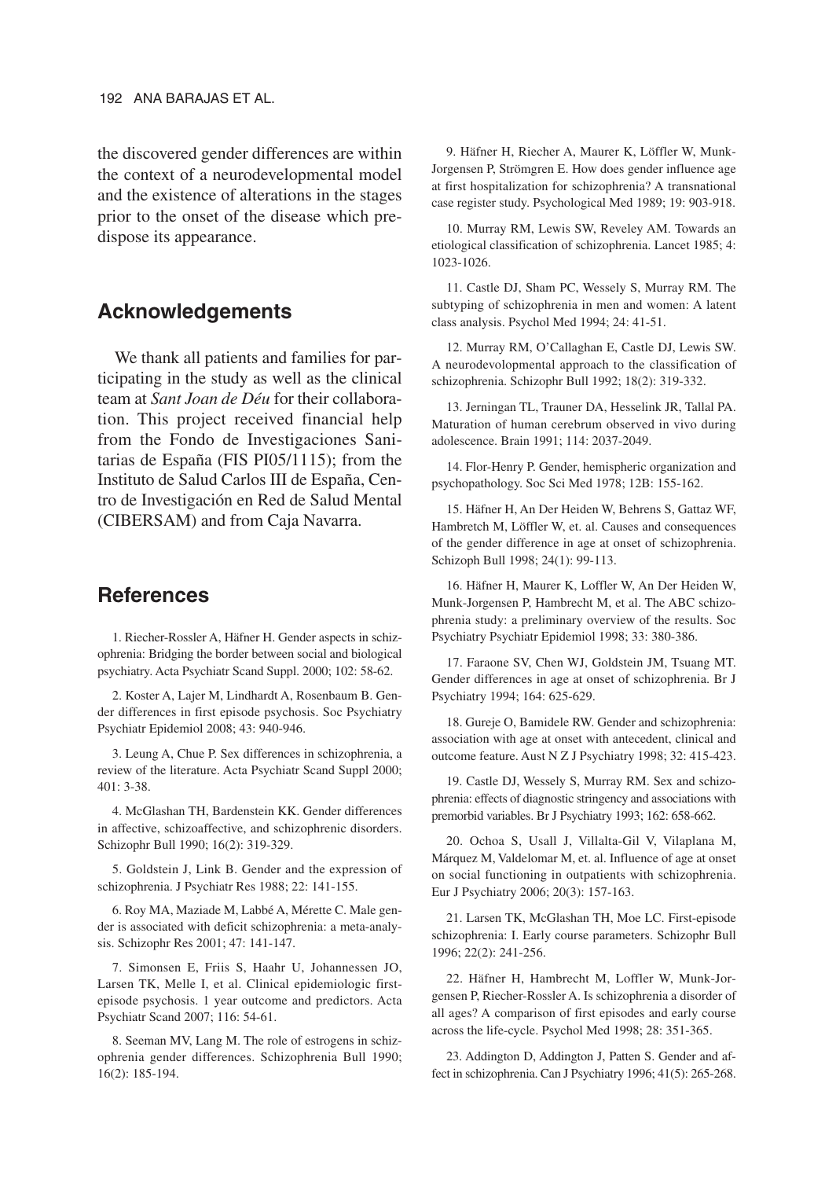the discovered gender differences are within the context of a neurodevelopmental model and the existence of alterations in the stages prior to the onset of the disease which predispose its appearance.

## Acknowledgements

We thank all patients and families for participating in the study as well as the clinical team at *Sant Joan de Déu* for their collaboration. This project received financial help from the Fondo de Investigaciones Sanitarias de España (FIS PI05/1115); from the Instituto de Salud Carlos III de España, Centro de Investigación en Red de Salud Mental (CIBERSAM) and from Caja Navarra.

## References

1. Riecher-Rossler A, Häfner H. Gender aspects in schizophrenia: Bridging the border between social and biological psychiatry. Acta Psychiatr Scand Suppl. 2000; 102: 58-62.

2. Koster A, Lajer M, Lindhardt A, Rosenbaum B. Gender differences in first episode psychosis. Soc Psychiatry Psychiatr Epidemiol 2008; 43: 940-946.

3. Leung A, Chue P. Sex differences in schizophrenia, a review of the literature. Acta Psychiatr Scand Suppl 2000; 401: 3-38.

4. McGlashan TH, Bardenstein KK. Gender differences in affective, schizoaffective, and schizophrenic disorders. Schizophr Bull 1990; 16(2): 319-329.

5. Goldstein J, Link B. Gender and the expression of schizophrenia. J Psychiatr Res 1988; 22: 141-155.

6. Roy MA, Maziade M, Labbé A, Mérette C. Male gender is associated with deficit schizophrenia: a meta-analysis. Schizophr Res 2001; 47: 141-147.

7. Simonsen E, Friis S, Haahr U, Johannessen JO, Larsen TK, Melle I, et al. Clinical epidemiologic first-episode psychosis. 1 year outcome and predictors. Acta Psychiatr Scand 2007; 116: 54-61.

8. Seeman MV, Lang M. The role of estrogens in schizophrenia gender differences. Schizophrenia Bull 1990; 16(2): 185-194.

9. Häfner H, Riecher A, Maurer K, Löffler W, Munk-Jorgensen P, Strömgren E. How does gender influence age at first hospitalization for schizophrenia? A transnational case register study. Psychological Med 1989; 19: 903-918.

10. Murray RM, Lewis SW, Reveley AM. Towards an etiological classification of schizophrenia. Lancet 1985; 4: 1023-1026.

11. Castle DJ, Sham PC, Wessely S, Murray RM. The subtyping of schizophrenia in men and women: A latent class analysis. Psychol Med 1994; 24: 41-51.

12. Murray RM, O'Callaghan E, Castle DJ, Lewis SW. A neurodevelopmental approach to the classification of schizophrenia. Schizophr Bull 1992; 18(2): 319-332.

13. Jerningan TL, Trauner DA, Hesselink JR, Tallal PA. Maturation of human cerebrum observed in vivo during adolescence. Brain 1991; 114: 2037-2049.

14. Flor-Henry P. Gender, hemispheric organization and psychopathology. Soc Sci Med 1978; 12B: 155-162.

15. Häfner H, An Der Heiden W, Behrens S, Gattaz WF, Hambretch M, Löffler W, et. al. Causes and consequences of the gender difference in age at onset of schizophrenia. Schizoph Bull 1998; 24(1): 99-113.

16. Häfner H, Maurer K, Loffler W, An Der Heiden W, Munk-Jorgensen P, Hambrecht M, et al. The ABC schizophrenia study: a preliminary overview of the results. Soc Psychiatry Psychiatr Epidemiol 1998; 33: 380-386.

17. Faraone SV, Chen WJ, Goldstein JM, Tsuang MT. Gender differences in age at onset of schizophrenia. Br J Psychiatry 1994; 164: 625-629.

18. Gureje O, Bamidele RW. Gender and schizophrenia: association with age at onset with antecedent, clinical and outcome feature. Aust N Z J Psychiatry 1998; 32: 415-423.

19. Castle DJ, Wessely S, Murray RM. Sex and schizophrenia: effects of diagnostic stringency and associations with premorbid variables. Br J Psychiatry 1993; 162: 658-662.

20. Ochoa S, Usall J, Villalta-Gil V, Vilaplana M, Márquez M, Valdelomar M, et. al. Influence of age at onset on social functioning in outpatients with schizophrenia. Eur J Psychiatry 2006; 20(3): 157-163.

21. Larsen TK, McGlashan TH, Moe LC. First-episode schizophrenia: I. Early course parameters. Schizophr Bull 1996; 22(2): 241-256.

22. Häfner H, Hambrecht M, Loffler W, Munk-Jorgensen P, Riecher-Rossler A. Is schizophrenia a disorder of all ages? A comparison of first episodes and early course across the life-cycle. Psychol Med 1998; 28: 351-365.

23. Addington D, Addington J, Patten S. Gender and affect in schizophrenia. Can J Psychiatry 1996; 41(5): 265-268.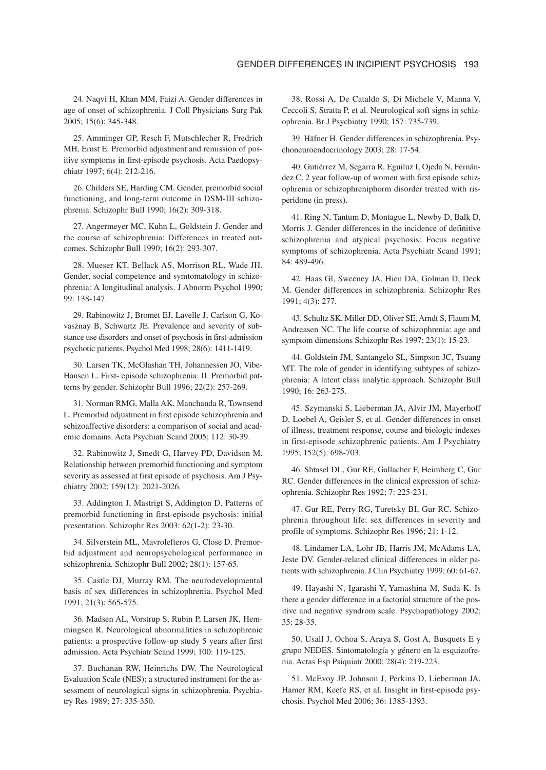24. Naqvi H, Khan MM, Faizi A. Gender differences in age of onset of schizophrenia. J Coll Physicians Surg Pak 2005; 15(6): 345-348.

25. Amminger GP, Resch F, Mutschlecher R, Fredrich MH, Ernst E. Premorbid adjustment and remission of positive symptoms in first-episode psychosis. Acta Paedopsychiatr 1997; 6(4): 212-216.

26. Childers SE, Harding CM. Gender, premorbid social functioning, and long-term outcome in DSM-III schizophrenia. Schizophr Bull 1990; 16(2): 309-318.

27. Angermeyer MC, Kuhn L, Goldstein J. Gender and the course of schizophrenia: Differences in treated outcomes. Schizophr Bull 1990; 16(2): 293-307.

28. Mueser KT, Bellack AS, Morrison RL, Wade JH. Gender, social competence and symtomatology in schizophrenia: A longitudinal analysis. J Abnorm Psychol 1990; 99: 138-147.

29. Rabinowitz J, Bromet EJ, Lavelle J, Carlson G, Kovasznay B, Schwartz JE. Prevalence and severity of substance use disorders and onset of psychosis in first-admission psychotic patients. Psychol Med 1998; 28(6): 1411-1419.

30. Larsen TK, McGlashan TH, Johannessen JO, Vibe-Hansen L. First- episode schizophrenia: II. Premorbid patterns by gender. Schizophr Bull 1996; 22(2): 257-269.

31. Norman RMG, Malla AK, Manchanda R, Townsend L. Premorbid adjustment in first episode schizophrenia and schizoaffective disorders: a comparison of social and academic domains. Acta Psychiatr Scand 2005; 112: 30-39.

32. Rabinowitz J, Smedt G, Harvey PD, Davidson M. Relationship between premorbid functioning and symptom severity as assessed at first episode of psychosis. Am J Psychiatry 2002; 159(12): 2021-2026.

33. Addington J, Mastrigt S, Addington D. Patterns of premorbid functioning in first-episode psychosis: initial presentation. Schizophr Res 2003: 62(1-2): 23-30.

34. Silverstein ML, Mavrolefteros G, Close D. Premorbid adjustment and neuropsychological performance in schizophrenia. Schizophr Bull 2002; 28(1): 157-65.

35. Castle DJ, Murray RM. The neurodevelopmental basis of sex differences in schizophrenia. Psychol Med 1991; 21(3): 565-575.

36. Madsen AL, Vorstrup S, Rubin P, Larsen JK, Hemmingsen R. Neurological abnormalities in schizophrenic patients: a prospective follow-up study 5 years after first admission. Acta Psychiatr Scand 1999; 100: 119-125.

37. Buchanan RW, Heinrichs DW. The Neurological Evaluation Scale (NES): a structured instrument for the assessment of neurological signs in schizophrenia. Psychiatry Res 1989; 27: 335-350.

38. Rossi A, De Cataldo S, Di Michele V, Manna V, Ceccoli S, Stratta P, et al. Neurological soft signs in schizophrenia. Br J Psychiatry 1990; 157: 735-739.

39. Häfner H. Gender differences in schizophrenia. Psychoneuroendocrinology 2003; 28: 17-54.

40. Gutiérrez M, Segarra R, Eguiluz I, Ojeda N, Fernández C. 2 year follow-up of women with first episode schizophrenia or schizophreniphorm disorder treated with risperidone (in press).

41. Ring N, Tantum D, Montague L, Newby D, Balk D, Morris J. Gender differences in the incidence of definitive schizophrenia and atypical psychosis: Focus negative symptoms of schizophrenia. Acta Psychiatr Scand 1991; 84: 489-496.

42. Haas Gl, Sweeney JA, Hien DA, Golman D, Deck M. Gender differences in schizophrenia. Schizophr Res 1991; 4(3): 277.

43. Schultz SK, Miller DD, Oliver SE, Arndt S, Flaum M, Andreasen NC. The life course of schizophrenia: age and symptom dimensions Schizophr Res 1997; 23(1): 15-23.

44. Goldstein JM, Santangelo SL, Simpson JC, Tsuang MT. The role of gender in identifying subtypes of schizophrenia: A latent class analytic approach. Schizophr Bull 1990; 16: 263-275.

45. Szymanski S, Lieberman JA, Alvir JM, Mayerhoff D, Loebel A, Geisler S, et al. Gender differences in onset of illness, treatment response, course and biologic indexes in first-episode schizophrenic patients. Am J Psychiatry 1995; 152(5): 698-703.

46. Shtasel DL, Gur RE, Gallacher F, Heimberg C, Gur RC. Gender differences in the clinical expression of schizophrenia. Schizophr Res 1992; 7: 225-231.

47. Gur RE, Perry RG, Turetsky BI, Gur RC. Schizophrenia throughout life: sex differences in severity and profile of symptoms. Schizophr Res 1996; 21: 1-12.

48. Lindamer LA, Lohr JB, Harris JM, McAdams LA, Jeste DV. Gender-related clinical differences in older patients with schizophrenia. J Clin Psychiatry 1999; 60: 61-67.

49. Hayashi N, Igarashi Y, Yamashina M, Suda K. Is there a gender difference in a factorial structure of the positive and negative syndrom scale. Psychopathology 2002; 35: 28-35.

50. Usall J, Ochoa S, Araya S, Gost A, Busquets E y grupo NEDES. Sintomatología y género en la esquizofrenia. Actas Esp Psiquiatr 2000; 28(4): 219-223.

51. McEvoy JP, Johnson J, Perkins D, Lieberman JA, Hamer RM, Keefe RS, et al. Insight in first-episode psychosis. Psychol Med 2006; 36: 1385-1393.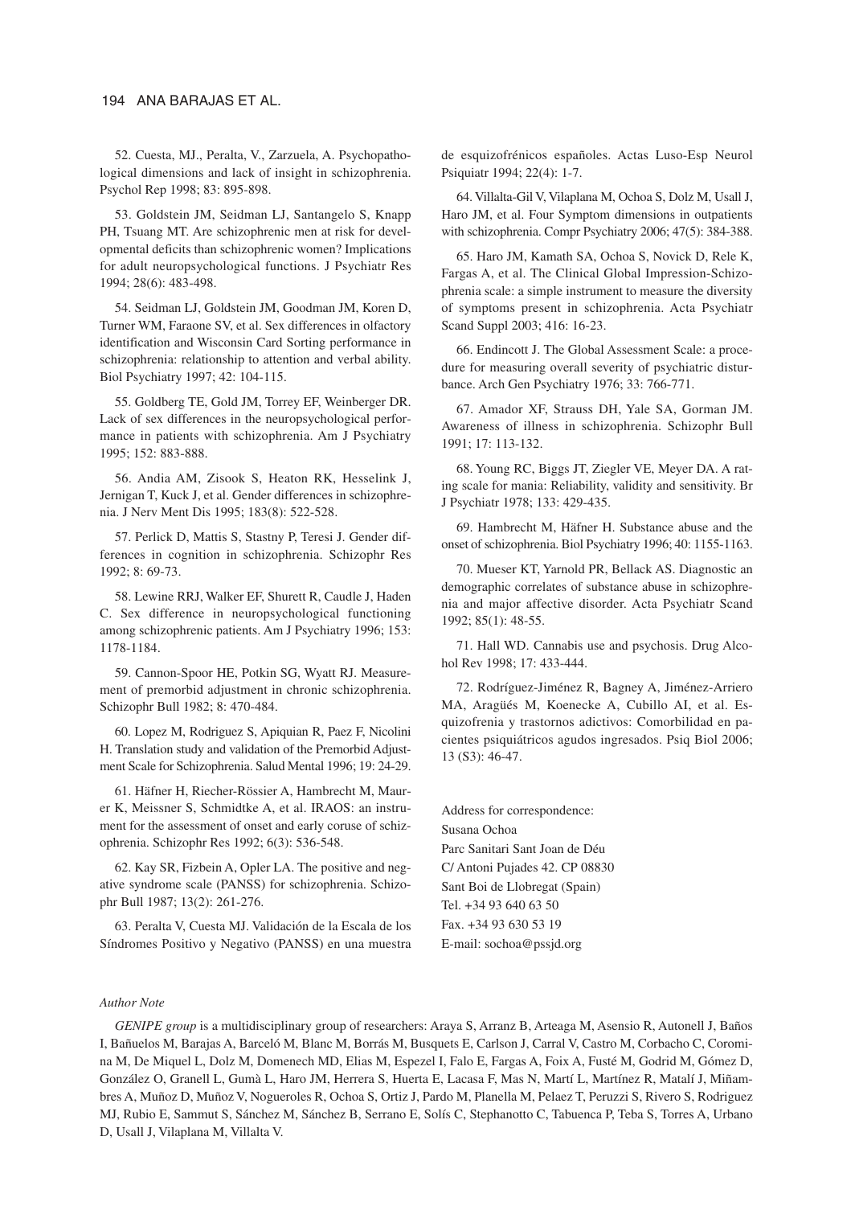52. Cuesta, MJ., Peralta, V., Zarzuela, A. Psychopathological dimensions and lack of insight in schizophrenia. Psychol Rep 1998; 83: 895-898.

53. Goldstein JM, Seidman LJ, Santangelo S, Knapp PH, Tsuang MT. Are schizophrenic men at risk for developmental deficits than schizophrenic women? Implications for adult neuropsychological functions. J Psychiatr Res 1994; 28(6): 483-498.

54. Seidman LJ, Goldstein JM, Goodman JM, Koren D, Turner WM, Faraone SV, et al. Sex differences in olfactory identification and Wisconsin Card Sorting performance in schizophrenia: relationship to attention and verbal ability. Biol Psychiatry 1997; 42: 104-115.

55. Goldberg TE, Gold JM, Torrey EF, Weinberger DR. Lack of sex differences in the neuropsychological performance in patients with schizophrenia. Am J Psychiatry 1995; 152: 883-888.

56. Andia AM, Zisook S, Heaton RK, Hesselink J, Jernigan T, Kuck J, et al. Gender differences in schizophrenia. J Nerv Ment Dis 1995; 183(8): 522-528.

57. Perlick D, Mattis S, Stastny P, Teresi J. Gender differences in cognition in schizophrenia. Schizophr Res 1992; 8: 69-73.

58. Lewine RRJ, Walker EF, Shurett R, Caudle J, Haden C. Sex difference in neuropsychological functioning among schizophrenic patients. Am J Psychiatry 1996; 153: 1178-1184.

59. Cannon-Spoor HE, Potkin SG, Wyatt RJ. Measurement of premorbid adjustment in chronic schizophrenia. Schizophr Bull 1982; 8: 470-484.

60. Lopez M, Rodriguez S, Apiquian R, Paez F, Nicolini H. Translation study and validation of the Premorbid Adjustment Scale for Schizophrenia. Salud Mental 1996; 19: 24-29.

61. Häfner H, Riecher-Rössier A, Hambrecht M, Maurer K, Meissner S, Schmidtke A, et al. IRAOS: an instrument for the assessment of onset and early coruse of schizophrenia. Schizophr Res 1992; 6(3): 536-548.

62. Kay SR, Fizbein A, Opler LA. The positive and negative syndrome scale (PANSS) for schizophrenia. Schizophr Bull 1987; 13(2): 261-276.

63. Peralta V, Cuesta MJ. Validación de la Escala de los Síndromes Positivo y Negativo (PANSS) en una muestra de esquizofrénicos españoles. Actas Luso-Esp Neurol Psiquiatr 1994; 22(4): 1-7.

64. Villalta-Gil V, Vilaplana M, Ochoa S, Dolz M, Usall J, Haro JM, et al. Four Symptom dimensions in outpatients with schizophrenia. Compr Psychiatry 2006; 47(5): 384-388.

65. Haro JM, Kamath SA, Ochoa S, Novick D, Rele K, Fargas A, et al. The Clinical Global Impression-Schizophrenia scale: a simple instrument to measure the diversity of symptoms present in schizophrenia. Acta Psychiatr Scand Suppl 2003; 416: 16-23.

66. Endincott J. The Global Assessment Scale: a procedure for measuring overall severity of psychiatric disturbance. Arch Gen Psychiatry 1976; 33: 766-771.

67. Amador XF, Strauss DH, Yale SA, Gorman JM. Awareness of illness in schizophrenia. Schizophr Bull 1991; 17: 113-132.

68. Young RC, Biggs JT, Ziegler VE, Meyer DA. A rating scale for mania: Reliability, validity and sensitivity. Br J Psychiatr 1978; 133: 429-435.

69. Hambrecht M, Häfner H. Substance abuse and the onset of schizophrenia. Biol Psychiatry 1996; 40: 1155-1163.

70. Mueser KT, Yarnold PR, Bellack AS. Diagnostic an demographic correlates of substance abuse in schizophrenia and major affective disorder. Acta Psychiatr Scand 1992; 85(1): 48-55.

71. Hall WD. Cannabis use and psychosis. Drug Alcohol Rev 1998; 17: 433-444.

72. Rodríguez-Jiménez R, Bagney A, Jiménez-Arriero MA, Aragüés M, Koenecke A, Cubillo AI, et al. Esquizofrenia y trastornos adictivos: Comorbilidad en pacientes psiquiátricos agudos ingresados. Psiq Biol 2006; 13 (S3): 46-47.

Address for correspondence:
Susana Ochoa
Parc Sanitari Sant Joan de Déu
C/ Antoni Pujades 42. CP 08830
Sant Boi de Llobregat (Spain)
Tel. +34 93 640 63 50
Fax. +34 93 630 53 19
E-mail: sochoa@pssjd.org

*Author Note*

*GENIPE group* is a multidisciplinary group of researchers: Araya S, Arranz B, Arteaga M, Asensio R, Autonell J, Baños I, Bañuelos M, Barajas A, Barceló M, Blanc M, Borrás M, Busquets E, Carlson J, Carral V, Castro M, Corbacho C, Coromina M, De Miquel L, Dolz M, Domenech MD, Elias M, Espezel I, Falo E, Fargas A, Foix A, Fusté M, Godrid M, Gómez D, González O, Granell L, Gumà L, Haro JM, Herrera S, Huerta E, Lacasa F, Mas N, Martí L, Martínez R, Matalí J, Miñambres A, Muñoz D, Muñoz V, Nogueroles R, Ochoa S, Ortiz J, Pardo M, Planella M, Pelaez T, Peruzzi S, Rivero S, Rodriguez MJ, Rubio E, Sammut S, Sánchez M, Sánchez B, Serrano E, Solís C, Stephanotto C, Tabuenca P, Teba S, Torres A, Urbano D, Usall J, Vilaplana M, Villalta V.